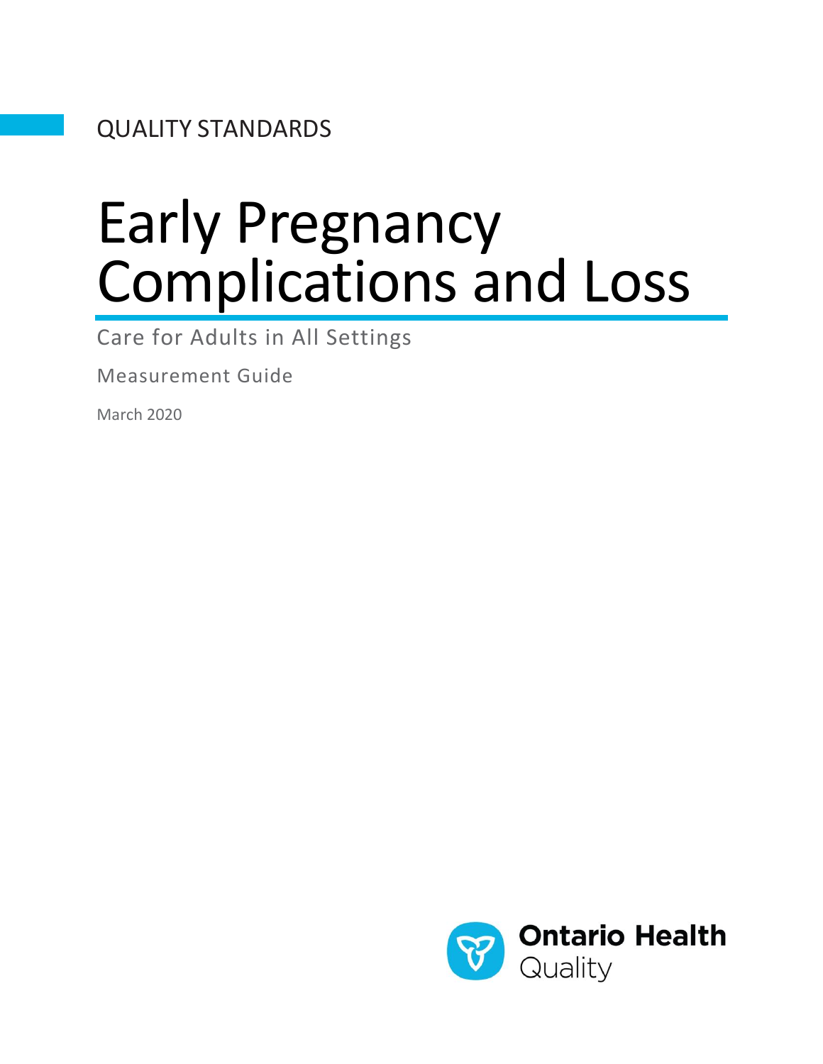QUALITY STANDARDS

# Early Pregnancy Complications and Loss

Care for Adults in All Settings

Measurement Guide

March 2020

Ontario Health Quality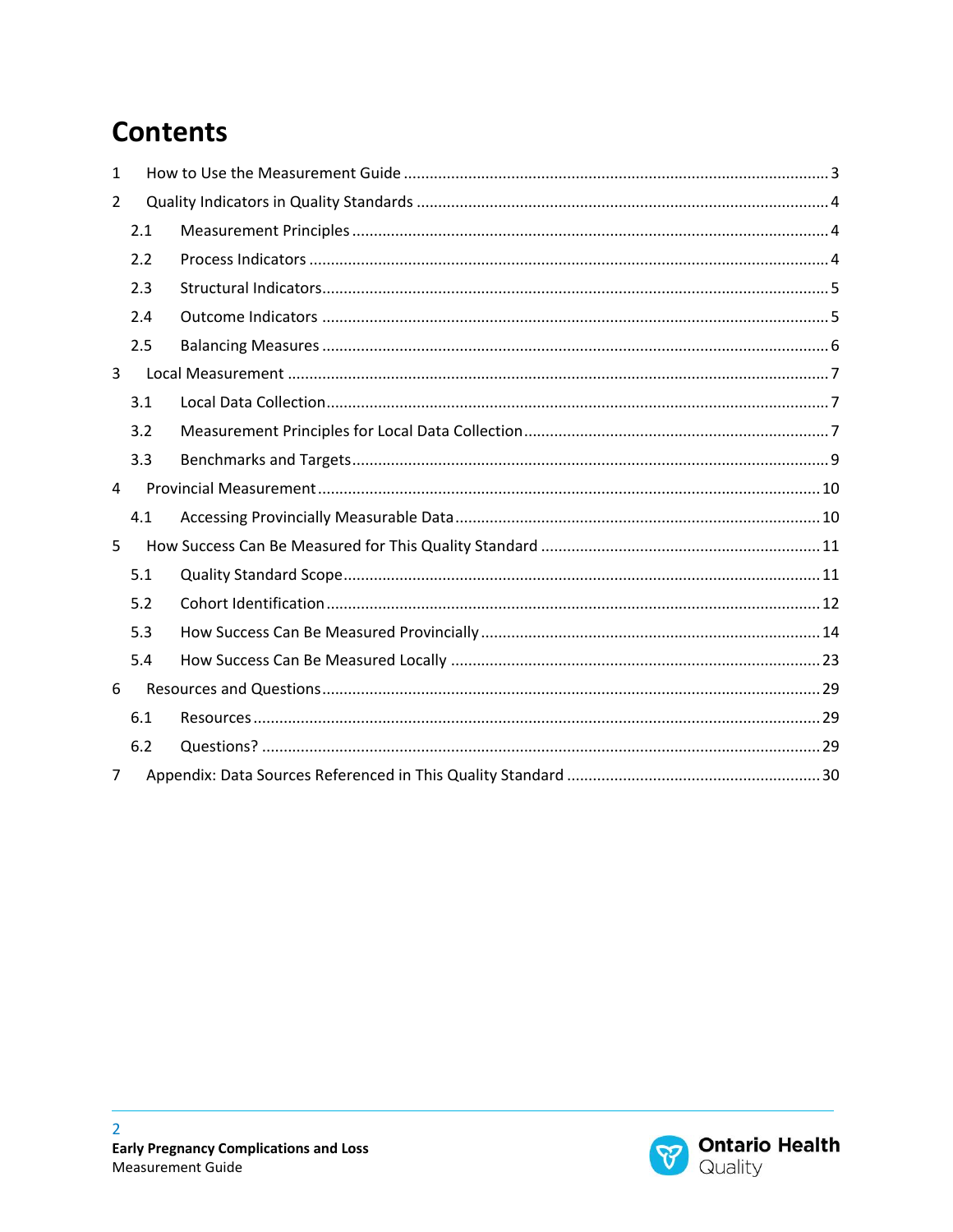# Contents

1 How to Use the Measurement Guide ... 3

2 Quality Indicators in Quality Standards ... 4

- 2.1 Measurement Principles ... 4
- 2.2 Process Indicators ... 4
- 2.3 Structural Indicators ... 5
- 2.4 Outcome Indicators ... 5
- 2.5 Balancing Measures ... 6

3 Local Measurement ... 7

- 3.1 Local Data Collection ... 7
- 3.2 Measurement Principles for Local Data Collection ... 7
- 3.3 Benchmarks and Targets ... 9

4 Provincial Measurement ... 10

- 4.1 Accessing Provincially Measurable Data ... 10

5 How Success Can Be Measured for This Quality Standard ... 11

- 5.1 Quality Standard Scope ... 11
- 5.2 Cohort Identification ... 12
- 5.3 How Success Can Be Measured Provincially ... 14
- 5.4 How Success Can Be Measured Locally ... 23

6 Resources and Questions ... 29

- 6.1 Resources ... 29
- 6.2 Questions? ... 29

7 Appendix: Data Sources Referenced in This Quality Standard ... 30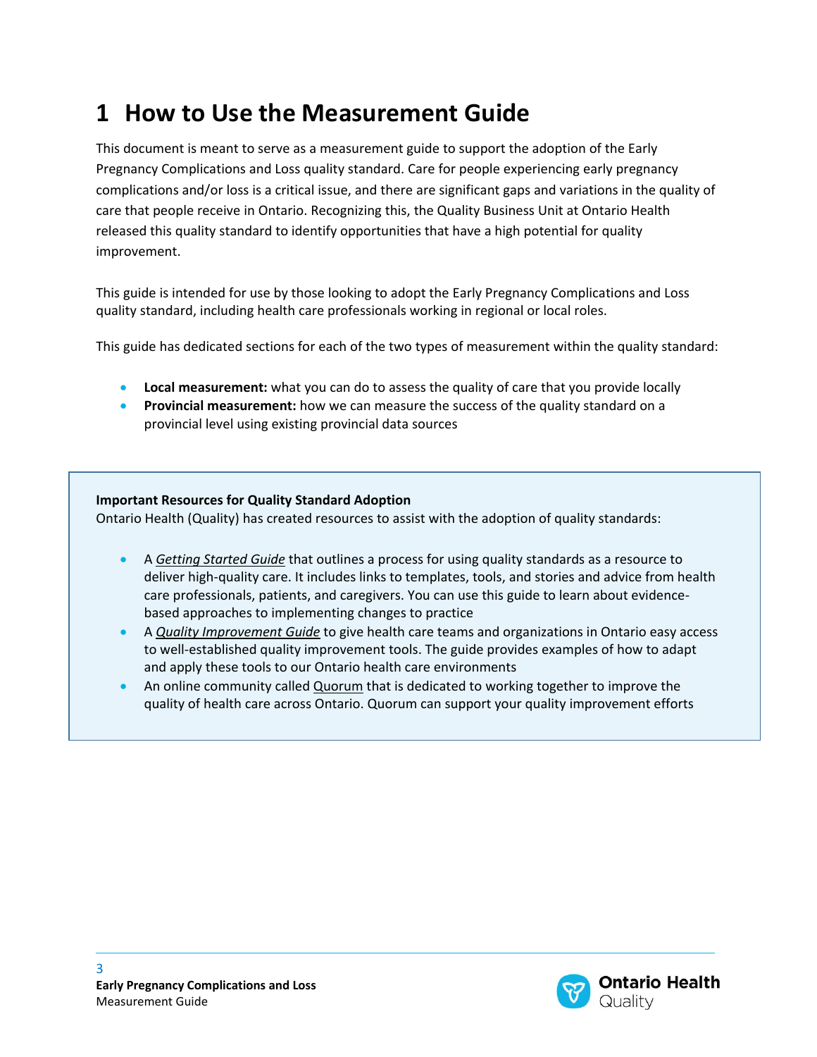# 1 How to Use the Measurement Guide

This document is meant to serve as a measurement guide to support the adoption of the Early Pregnancy Complications and Loss quality standard. Care for people experiencing early pregnancy complications and/or loss is a critical issue, and there are significant gaps and variations in the quality of care that people receive in Ontario. Recognizing this, the Quality Business Unit at Ontario Health released this quality standard to identify opportunities that have a high potential for quality improvement.

This guide is intended for use by those looking to adopt the Early Pregnancy Complications and Loss quality standard, including health care professionals working in regional or local roles.

This guide has dedicated sections for each of the two types of measurement within the quality standard:

- **Local measurement:** what you can do to assess the quality of care that you provide locally
- **Provincial measurement:** how we can measure the success of the quality standard on a provincial level using existing provincial data sources

**Important Resources for Quality Standard Adoption**

Ontario Health (Quality) has created resources to assist with the adoption of quality standards:

- A *Getting Started Guide* that outlines a process for using quality standards as a resource to deliver high-quality care. It includes links to templates, tools, and stories and advice from health care professionals, patients, and caregivers. You can use this guide to learn about evidence-based approaches to implementing changes to practice
- A *Quality Improvement Guide* to give health care teams and organizations in Ontario easy access to well-established quality improvement tools. The guide provides examples of how to adapt and apply these tools to our Ontario health care environments
- An online community called Quorum that is dedicated to working together to improve the quality of health care across Ontario. Quorum can support your quality improvement efforts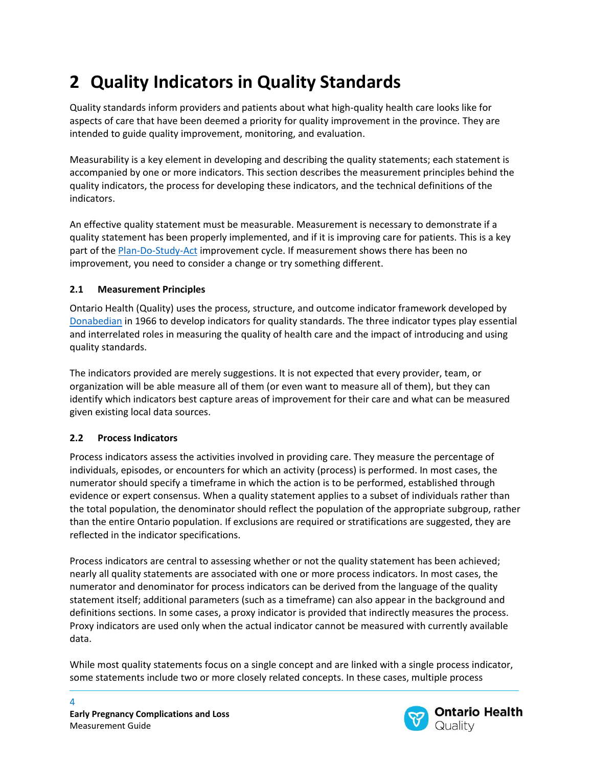# 2 Quality Indicators in Quality Standards

Quality standards inform providers and patients about what high-quality health care looks like for aspects of care that have been deemed a priority for quality improvement in the province. They are intended to guide quality improvement, monitoring, and evaluation.

Measurability is a key element in developing and describing the quality statements; each statement is accompanied by one or more indicators. This section describes the measurement principles behind the quality indicators, the process for developing these indicators, and the technical definitions of the indicators.

An effective quality statement must be measurable. Measurement is necessary to demonstrate if a quality statement has been properly implemented, and if it is improving care for patients. This is a key part of the Plan-Do-Study-Act improvement cycle. If measurement shows there has been no improvement, you need to consider a change or try something different.

### 2.1 Measurement Principles

Ontario Health (Quality) uses the process, structure, and outcome indicator framework developed by Donabedian in 1966 to develop indicators for quality standards. The three indicator types play essential and interrelated roles in measuring the quality of health care and the impact of introducing and using quality standards.

The indicators provided are merely suggestions. It is not expected that every provider, team, or organization will be able measure all of them (or even want to measure all of them), but they can identify which indicators best capture areas of improvement for their care and what can be measured given existing local data sources.

### 2.2 Process Indicators

Process indicators assess the activities involved in providing care. They measure the percentage of individuals, episodes, or encounters for which an activity (process) is performed. In most cases, the numerator should specify a timeframe in which the action is to be performed, established through evidence or expert consensus. When a quality statement applies to a subset of individuals rather than the total population, the denominator should reflect the population of the appropriate subgroup, rather than the entire Ontario population. If exclusions are required or stratifications are suggested, they are reflected in the indicator specifications.

Process indicators are central to assessing whether or not the quality statement has been achieved; nearly all quality statements are associated with one or more process indicators. In most cases, the numerator and denominator for process indicators can be derived from the language of the quality statement itself; additional parameters (such as a timeframe) can also appear in the background and definitions sections. In some cases, a proxy indicator is provided that indirectly measures the process. Proxy indicators are used only when the actual indicator cannot be measured with currently available data.

While most quality statements focus on a single concept and are linked with a single process indicator, some statements include two or more closely related concepts. In these cases, multiple process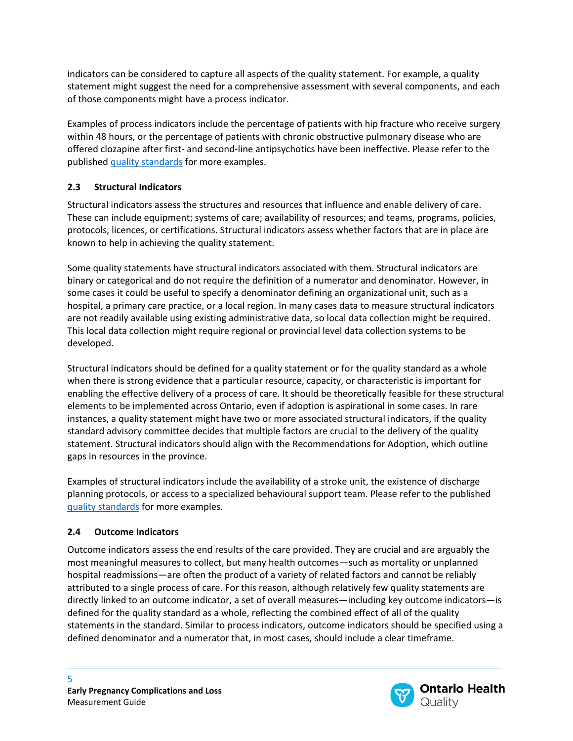indicators can be considered to capture all aspects of the quality statement. For example, a quality statement might suggest the need for a comprehensive assessment with several components, and each of those components might have a process indicator.

Examples of process indicators include the percentage of patients with hip fracture who receive surgery within 48 hours, or the percentage of patients with chronic obstructive pulmonary disease who are offered clozapine after first- and second-line antipsychotics have been ineffective. Please refer to the published quality standards for more examples.

### 2.3 Structural Indicators

Structural indicators assess the structures and resources that influence and enable delivery of care. These can include equipment; systems of care; availability of resources; and teams, programs, policies, protocols, licences, or certifications. Structural indicators assess whether factors that are in place are known to help in achieving the quality statement.

Some quality statements have structural indicators associated with them. Structural indicators are binary or categorical and do not require the definition of a numerator and denominator. However, in some cases it could be useful to specify a denominator defining an organizational unit, such as a hospital, a primary care practice, or a local region. In many cases data to measure structural indicators are not readily available using existing administrative data, so local data collection might be required. This local data collection might require regional or provincial level data collection systems to be developed.

Structural indicators should be defined for a quality statement or for the quality standard as a whole when there is strong evidence that a particular resource, capacity, or characteristic is important for enabling the effective delivery of a process of care. It should be theoretically feasible for these structural elements to be implemented across Ontario, even if adoption is aspirational in some cases. In rare instances, a quality statement might have two or more associated structural indicators, if the quality standard advisory committee decides that multiple factors are crucial to the delivery of the quality statement. Structural indicators should align with the Recommendations for Adoption, which outline gaps in resources in the province.

Examples of structural indicators include the availability of a stroke unit, the existence of discharge planning protocols, or access to a specialized behavioural support team. Please refer to the published quality standards for more examples.

### 2.4 Outcome Indicators

Outcome indicators assess the end results of the care provided. They are crucial and are arguably the most meaningful measures to collect, but many health outcomes—such as mortality or unplanned hospital readmissions—are often the product of a variety of related factors and cannot be reliably attributed to a single process of care. For this reason, although relatively few quality statements are directly linked to an outcome indicator, a set of overall measures—including key outcome indicators—is defined for the quality standard as a whole, reflecting the combined effect of all of the quality statements in the standard. Similar to process indicators, outcome indicators should be specified using a defined denominator and a numerator that, in most cases, should include a clear timeframe.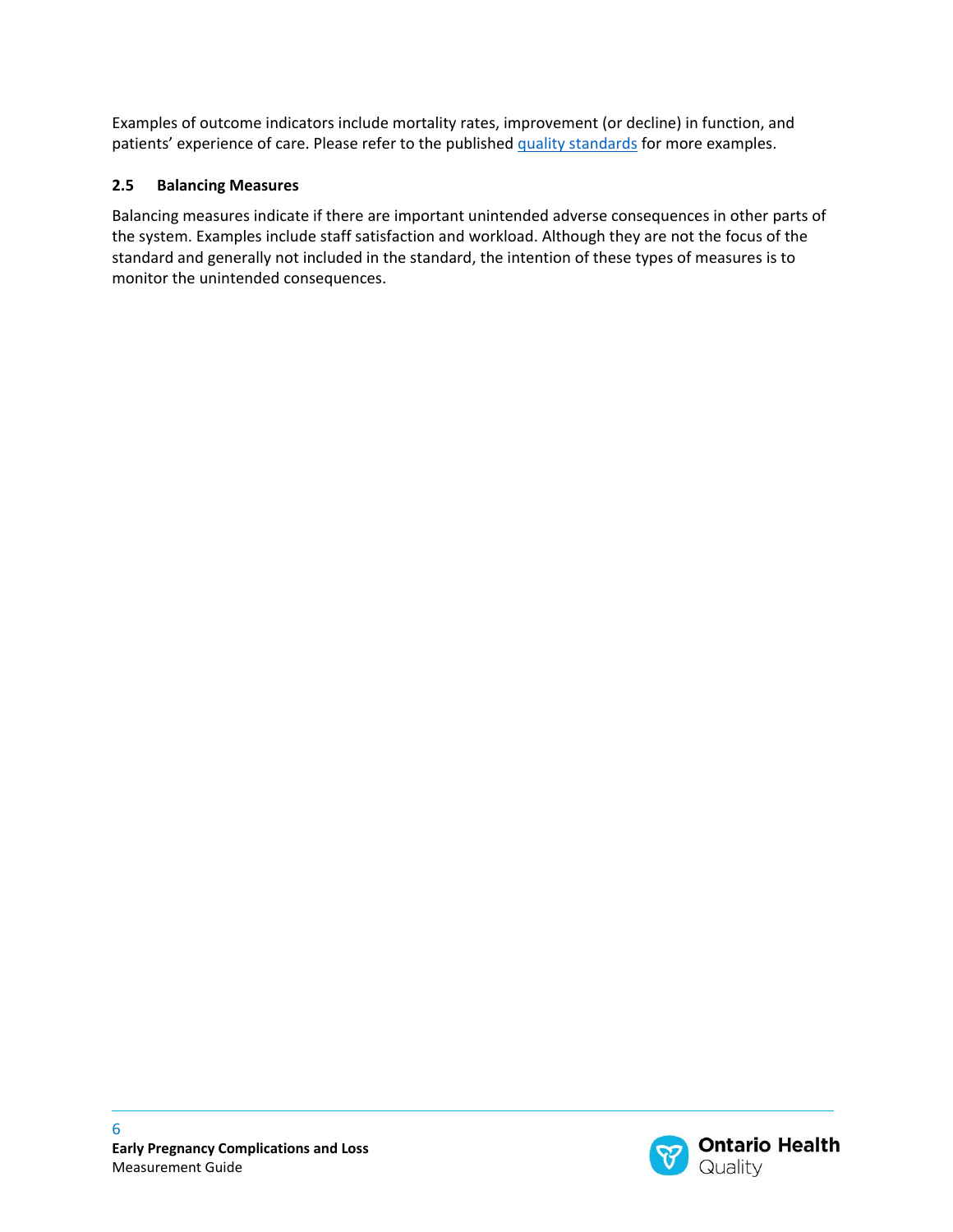Examples of outcome indicators include mortality rates, improvement (or decline) in function, and patients' experience of care. Please refer to the published quality standards for more examples.

### 2.5 Balancing Measures

Balancing measures indicate if there are important unintended adverse consequences in other parts of the system. Examples include staff satisfaction and workload. Although they are not the focus of the standard and generally not included in the standard, the intention of these types of measures is to monitor the unintended consequences.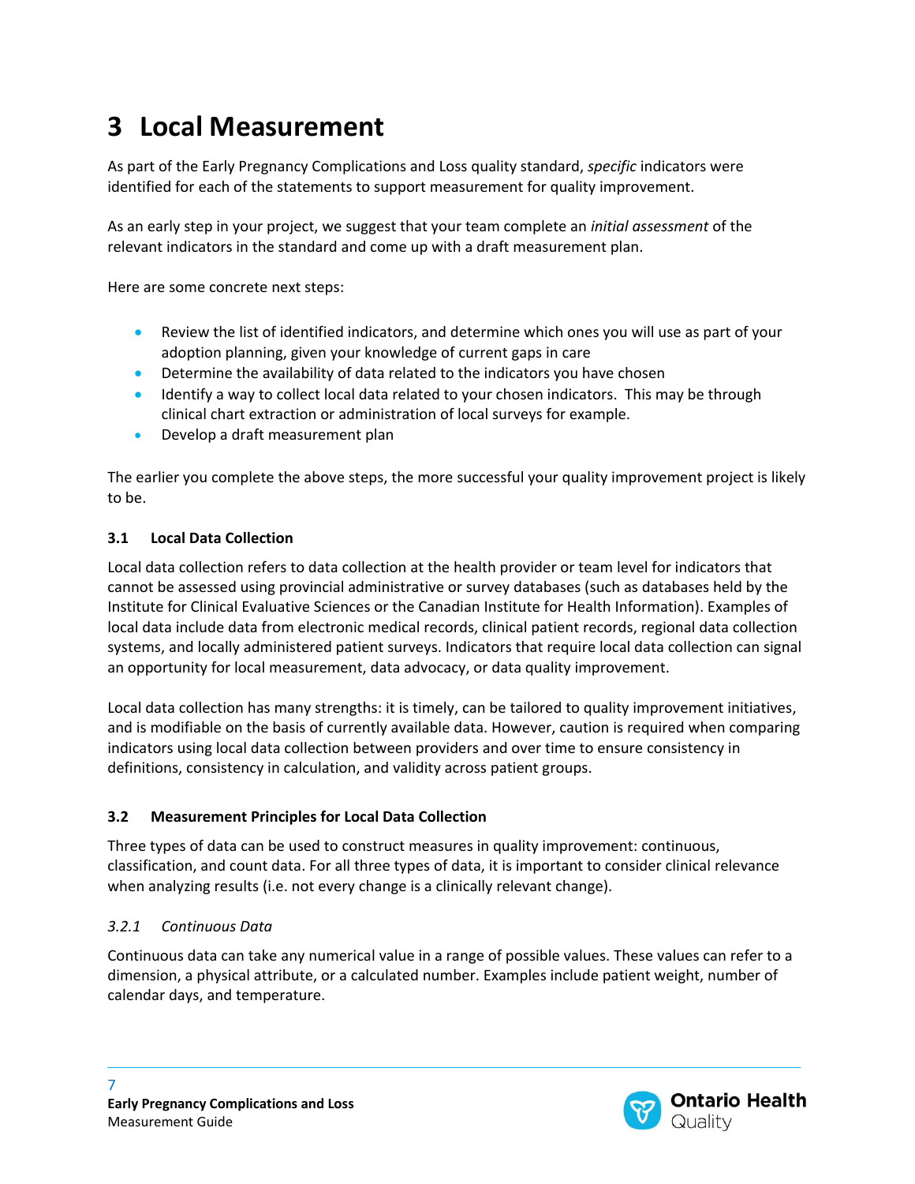# 3 Local Measurement

As part of the Early Pregnancy Complications and Loss quality standard, *specific* indicators were identified for each of the statements to support measurement for quality improvement.

As an early step in your project, we suggest that your team complete an *initial assessment* of the relevant indicators in the standard and come up with a draft measurement plan.

Here are some concrete next steps:

- Review the list of identified indicators, and determine which ones you will use as part of your adoption planning, given your knowledge of current gaps in care
- Determine the availability of data related to the indicators you have chosen
- Identify a way to collect local data related to your chosen indicators. This may be through clinical chart extraction or administration of local surveys for example.
- Develop a draft measurement plan

The earlier you complete the above steps, the more successful your quality improvement project is likely to be.

### 3.1 Local Data Collection

Local data collection refers to data collection at the health provider or team level for indicators that cannot be assessed using provincial administrative or survey databases (such as databases held by the Institute for Clinical Evaluative Sciences or the Canadian Institute for Health Information). Examples of local data include data from electronic medical records, clinical patient records, regional data collection systems, and locally administered patient surveys. Indicators that require local data collection can signal an opportunity for local measurement, data advocacy, or data quality improvement.

Local data collection has many strengths: it is timely, can be tailored to quality improvement initiatives, and is modifiable on the basis of currently available data. However, caution is required when comparing indicators using local data collection between providers and over time to ensure consistency in definitions, consistency in calculation, and validity across patient groups.

### 3.2 Measurement Principles for Local Data Collection

Three types of data can be used to construct measures in quality improvement: continuous, classification, and count data. For all three types of data, it is important to consider clinical relevance when analyzing results (i.e. not every change is a clinically relevant change).

#### *3.2.1 Continuous Data*

Continuous data can take any numerical value in a range of possible values. These values can refer to a dimension, a physical attribute, or a calculated number. Examples include patient weight, number of calendar days, and temperature.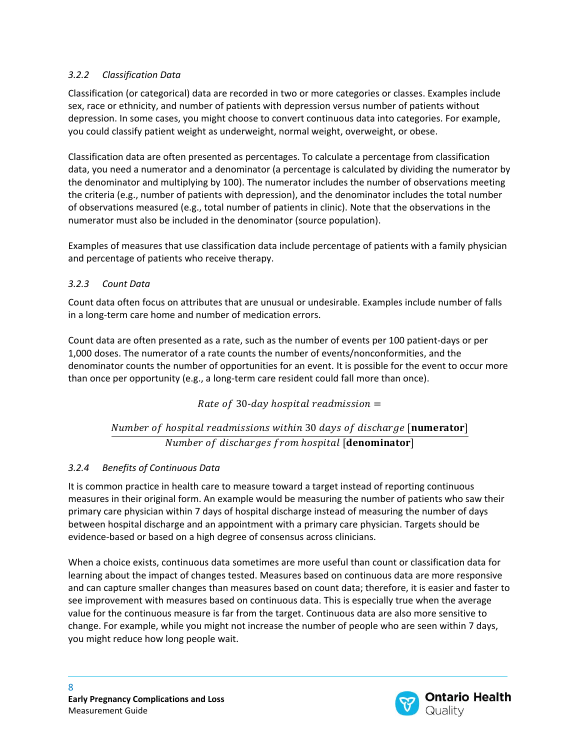### *3.2.2 Classification Data*

Classification (or categorical) data are recorded in two or more categories or classes. Examples include sex, race or ethnicity, and number of patients with depression versus number of patients without depression. In some cases, you might choose to convert continuous data into categories. For example, you could classify patient weight as underweight, normal weight, overweight, or obese.

Classification data are often presented as percentages. To calculate a percentage from classification data, you need a numerator and a denominator (a percentage is calculated by dividing the numerator by the denominator and multiplying by 100). The numerator includes the number of observations meeting the criteria (e.g., number of patients with depression), and the denominator includes the total number of observations measured (e.g., total number of patients in clinic). Note that the observations in the numerator must also be included in the denominator (source population).

Examples of measures that use classification data include percentage of patients with a family physician and percentage of patients who receive therapy.

### *3.2.3 Count Data*

Count data often focus on attributes that are unusual or undesirable. Examples include number of falls in a long-term care home and number of medication errors.

Count data are often presented as a rate, such as the number of events per 100 patient-days or per 1,000 doses. The numerator of a rate counts the number of events/nonconformities, and the denominator counts the number of opportunities for an event. It is possible for the event to occur more than once per opportunity (e.g., a long-term care resident could fall more than once).

$$\text{Rate of 30-day hospital readmission} = \frac{\text{Number of hospital readmissions within 30 days of discharge } [\textbf{numerator}]}{\text{Number of discharges from hospital } [\textbf{denominator}]}$$

### *3.2.4 Benefits of Continuous Data*

It is common practice in health care to measure toward a target instead of reporting continuous measures in their original form. An example would be measuring the number of patients who saw their primary care physician within 7 days of hospital discharge instead of measuring the number of days between hospital discharge and an appointment with a primary care physician. Targets should be evidence-based or based on a high degree of consensus across clinicians.

When a choice exists, continuous data sometimes are more useful than count or classification data for learning about the impact of changes tested. Measures based on continuous data are more responsive and can capture smaller changes than measures based on count data; therefore, it is easier and faster to see improvement with measures based on continuous data. This is especially true when the average value for the continuous measure is far from the target. Continuous data are also more sensitive to change. For example, while you might not increase the number of people who are seen within 7 days, you might reduce how long people wait.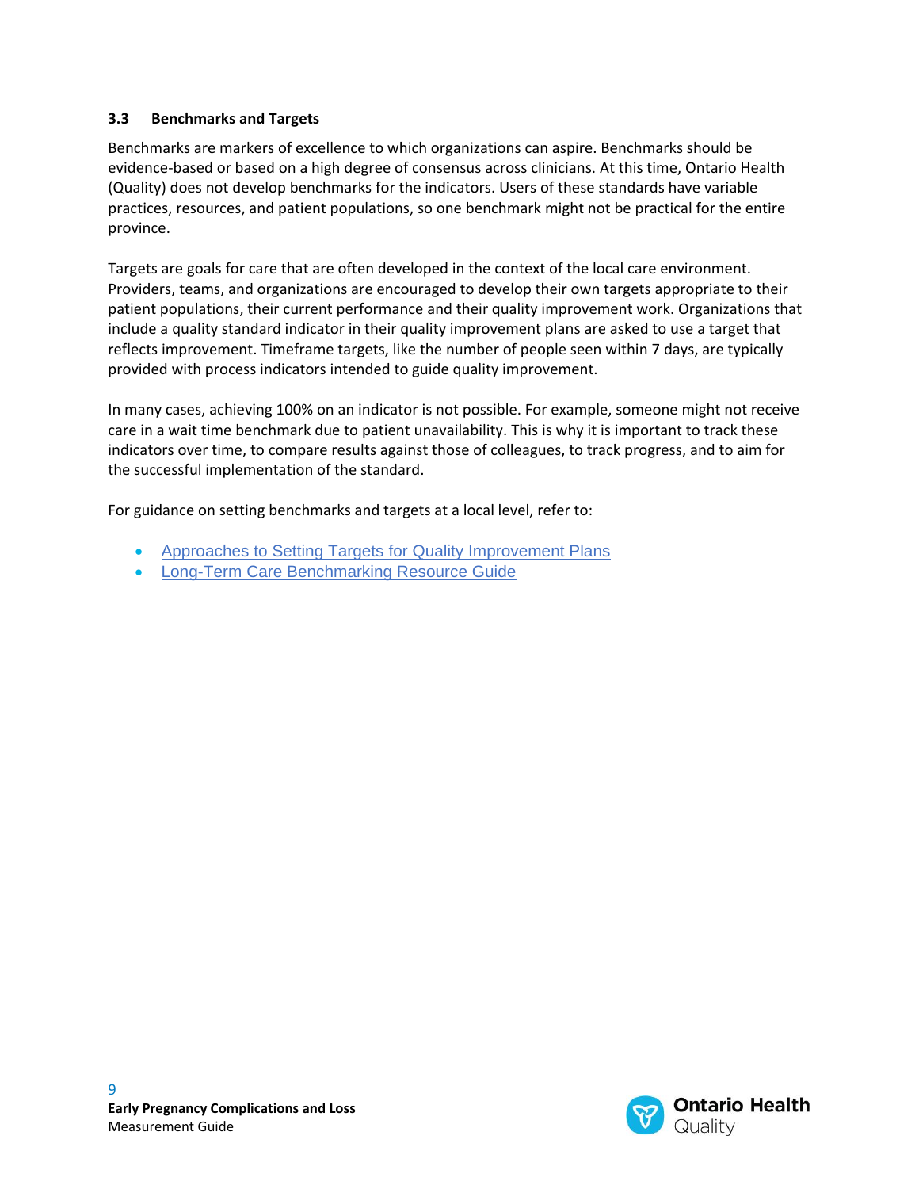### 3.3 Benchmarks and Targets

Benchmarks are markers of excellence to which organizations can aspire. Benchmarks should be evidence-based or based on a high degree of consensus across clinicians. At this time, Ontario Health (Quality) does not develop benchmarks for the indicators. Users of these standards have variable practices, resources, and patient populations, so one benchmark might not be practical for the entire province.

Targets are goals for care that are often developed in the context of the local care environment. Providers, teams, and organizations are encouraged to develop their own targets appropriate to their patient populations, their current performance and their quality improvement work. Organizations that include a quality standard indicator in their quality improvement plans are asked to use a target that reflects improvement. Timeframe targets, like the number of people seen within 7 days, are typically provided with process indicators intended to guide quality improvement.

In many cases, achieving 100% on an indicator is not possible. For example, someone might not receive care in a wait time benchmark due to patient unavailability. This is why it is important to track these indicators over time, to compare results against those of colleagues, to track progress, and to aim for the successful implementation of the standard.

For guidance on setting benchmarks and targets at a local level, refer to:

- Approaches to Setting Targets for Quality Improvement Plans
- Long-Term Care Benchmarking Resource Guide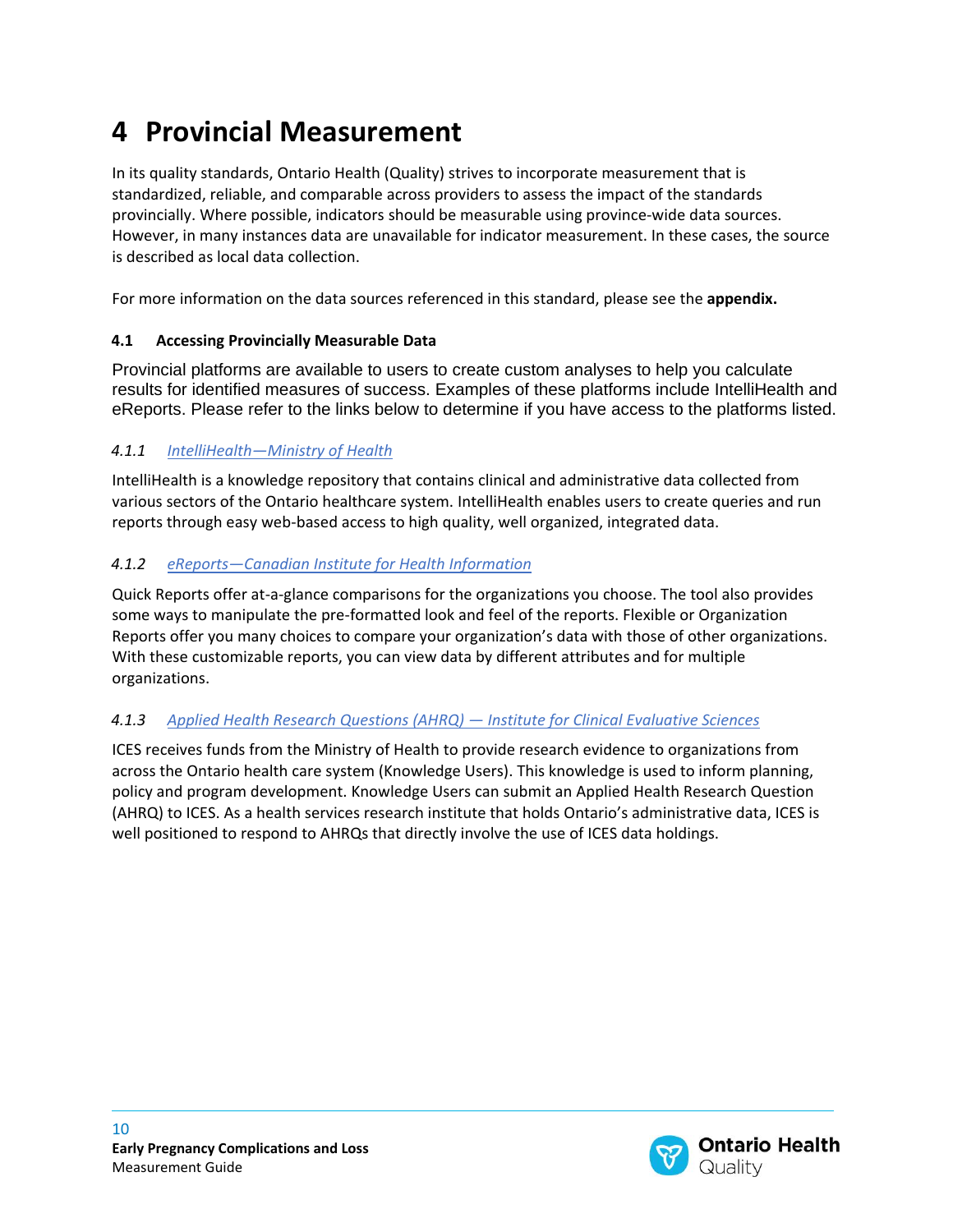# 4 Provincial Measurement

In its quality standards, Ontario Health (Quality) strives to incorporate measurement that is standardized, reliable, and comparable across providers to assess the impact of the standards provincially. Where possible, indicators should be measurable using province-wide data sources. However, in many instances data are unavailable for indicator measurement. In these cases, the source is described as local data collection.

For more information on the data sources referenced in this standard, please see the **appendix.**

## 4.1 Accessing Provincially Measurable Data

Provincial platforms are available to users to create custom analyses to help you calculate results for identified measures of success. Examples of these platforms include IntelliHealth and eReports. Please refer to the links below to determine if you have access to the platforms listed.

### *4.1.1 IntelliHealth—Ministry of Health*

IntelliHealth is a knowledge repository that contains clinical and administrative data collected from various sectors of the Ontario healthcare system. IntelliHealth enables users to create queries and run reports through easy web-based access to high quality, well organized, integrated data.

### *4.1.2 eReports—Canadian Institute for Health Information*

Quick Reports offer at-a-glance comparisons for the organizations you choose. The tool also provides some ways to manipulate the pre-formatted look and feel of the reports. Flexible or Organization Reports offer you many choices to compare your organization's data with those of other organizations. With these customizable reports, you can view data by different attributes and for multiple organizations.

### *4.1.3 Applied Health Research Questions (AHRQ) — Institute for Clinical Evaluative Sciences*

ICES receives funds from the Ministry of Health to provide research evidence to organizations from across the Ontario health care system (Knowledge Users). This knowledge is used to inform planning, policy and program development. Knowledge Users can submit an Applied Health Research Question (AHRQ) to ICES. As a health services research institute that holds Ontario's administrative data, ICES is well positioned to respond to AHRQs that directly involve the use of ICES data holdings.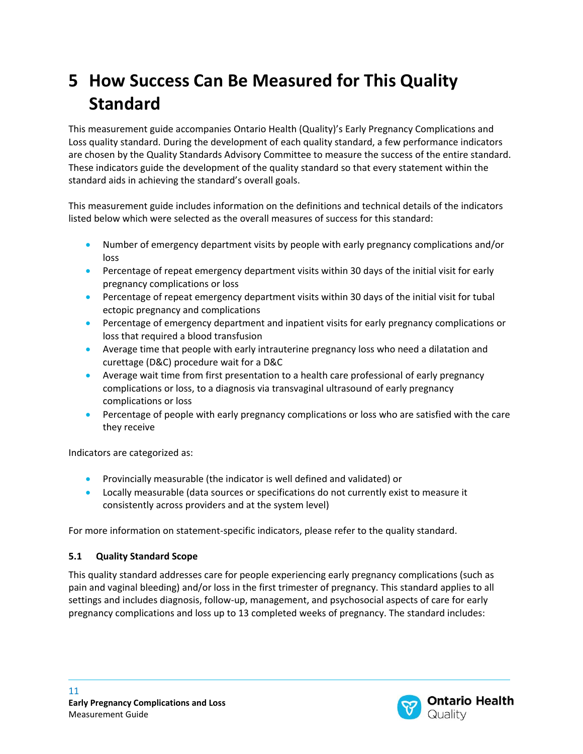# 5 How Success Can Be Measured for This Quality Standard

This measurement guide accompanies Ontario Health (Quality)'s Early Pregnancy Complications and Loss quality standard. During the development of each quality standard, a few performance indicators are chosen by the Quality Standards Advisory Committee to measure the success of the entire standard. These indicators guide the development of the quality standard so that every statement within the standard aids in achieving the standard's overall goals.

This measurement guide includes information on the definitions and technical details of the indicators listed below which were selected as the overall measures of success for this standard:

- Number of emergency department visits by people with early pregnancy complications and/or loss
- Percentage of repeat emergency department visits within 30 days of the initial visit for early pregnancy complications or loss
- Percentage of repeat emergency department visits within 30 days of the initial visit for tubal ectopic pregnancy and complications
- Percentage of emergency department and inpatient visits for early pregnancy complications or loss that required a blood transfusion
- Average time that people with early intrauterine pregnancy loss who need a dilatation and curettage (D&C) procedure wait for a D&C
- Average wait time from first presentation to a health care professional of early pregnancy complications or loss, to a diagnosis via transvaginal ultrasound of early pregnancy complications or loss
- Percentage of people with early pregnancy complications or loss who are satisfied with the care they receive

Indicators are categorized as:

- Provincially measurable (the indicator is well defined and validated) or
- Locally measurable (data sources or specifications do not currently exist to measure it consistently across providers and at the system level)

For more information on statement-specific indicators, please refer to the quality standard.

### 5.1 Quality Standard Scope

This quality standard addresses care for people experiencing early pregnancy complications (such as pain and vaginal bleeding) and/or loss in the first trimester of pregnancy. This standard applies to all settings and includes diagnosis, follow-up, management, and psychosocial aspects of care for early pregnancy complications and loss up to 13 completed weeks of pregnancy. The standard includes: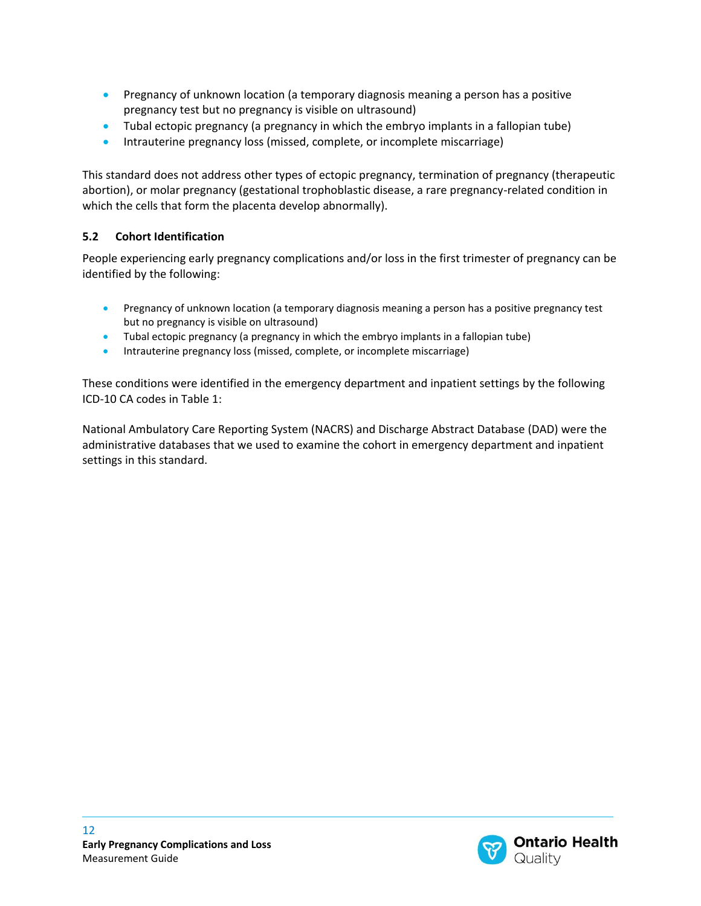- Pregnancy of unknown location (a temporary diagnosis meaning a person has a positive pregnancy test but no pregnancy is visible on ultrasound)
- Tubal ectopic pregnancy (a pregnancy in which the embryo implants in a fallopian tube)
- Intrauterine pregnancy loss (missed, complete, or incomplete miscarriage)

This standard does not address other types of ectopic pregnancy, termination of pregnancy (therapeutic abortion), or molar pregnancy (gestational trophoblastic disease, a rare pregnancy-related condition in which the cells that form the placenta develop abnormally).

### 5.2 Cohort Identification

People experiencing early pregnancy complications and/or loss in the first trimester of pregnancy can be identified by the following:

- Pregnancy of unknown location (a temporary diagnosis meaning a person has a positive pregnancy test but no pregnancy is visible on ultrasound)
- Tubal ectopic pregnancy (a pregnancy in which the embryo implants in a fallopian tube)
- Intrauterine pregnancy loss (missed, complete, or incomplete miscarriage)

These conditions were identified in the emergency department and inpatient settings by the following ICD-10 CA codes in Table 1:

National Ambulatory Care Reporting System (NACRS) and Discharge Abstract Database (DAD) were the administrative databases that we used to examine the cohort in emergency department and inpatient settings in this standard.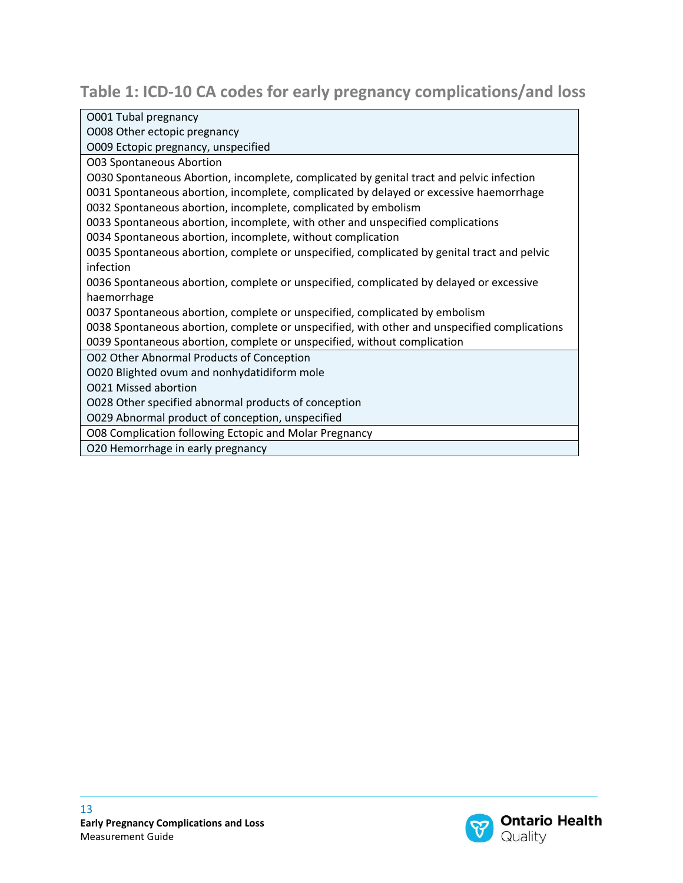## Table 1: ICD-10 CA codes for early pregnancy complications/and loss

| |
|---|
| O001 Tubal pregnancy<br>O008 Other ectopic pregnancy<br>O009 Ectopic pregnancy, unspecified |
| O03 Spontaneous Abortion<br>O030 Spontaneous Abortion, incomplete, complicated by genital tract and pelvic infection<br>0031 Spontaneous abortion, incomplete, complicated by delayed or excessive haemorrhage<br>0032 Spontaneous abortion, incomplete, complicated by embolism<br>0033 Spontaneous abortion, incomplete, with other and unspecified complications<br>0034 Spontaneous abortion, incomplete, without complication<br>0035 Spontaneous abortion, complete or unspecified, complicated by genital tract and pelvic infection<br>0036 Spontaneous abortion, complete or unspecified, complicated by delayed or excessive haemorrhage<br>0037 Spontaneous abortion, complete or unspecified, complicated by embolism<br>0038 Spontaneous abortion, complete or unspecified, with other and unspecified complications<br>0039 Spontaneous abortion, complete or unspecified, without complication |
| O02 Other Abnormal Products of Conception<br>O020 Blighted ovum and nonhydatidiform mole<br>O021 Missed abortion<br>O028 Other specified abnormal products of conception<br>O029 Abnormal product of conception, unspecified |
| O08 Complication following Ectopic and Molar Pregnancy |
| O20 Hemorrhage in early pregnancy |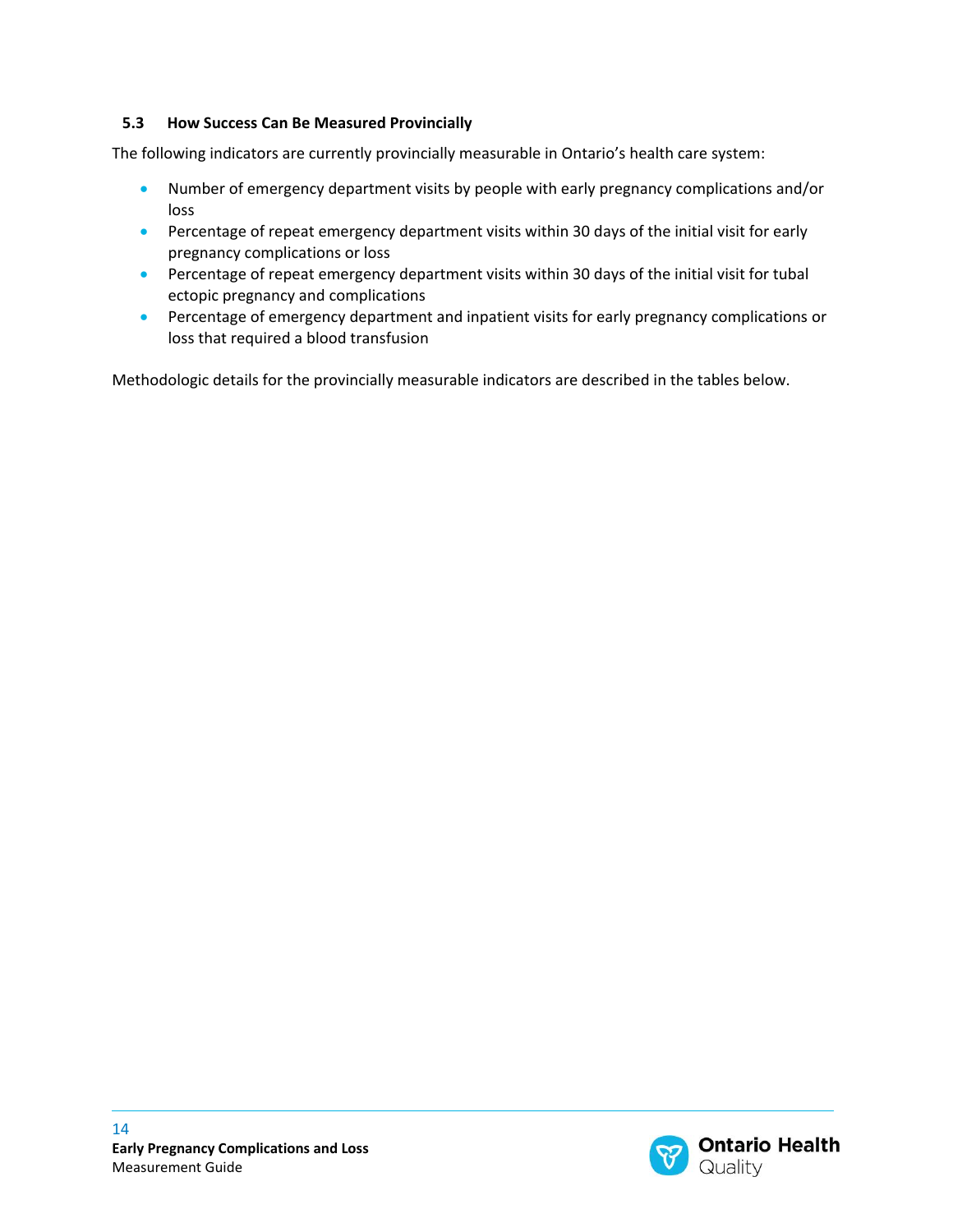### 5.3 How Success Can Be Measured Provincially

The following indicators are currently provincially measurable in Ontario's health care system:

- Number of emergency department visits by people with early pregnancy complications and/or loss
- Percentage of repeat emergency department visits within 30 days of the initial visit for early pregnancy complications or loss
- Percentage of repeat emergency department visits within 30 days of the initial visit for tubal ectopic pregnancy and complications
- Percentage of emergency department and inpatient visits for early pregnancy complications or loss that required a blood transfusion

Methodologic details for the provincially measurable indicators are described in the tables below.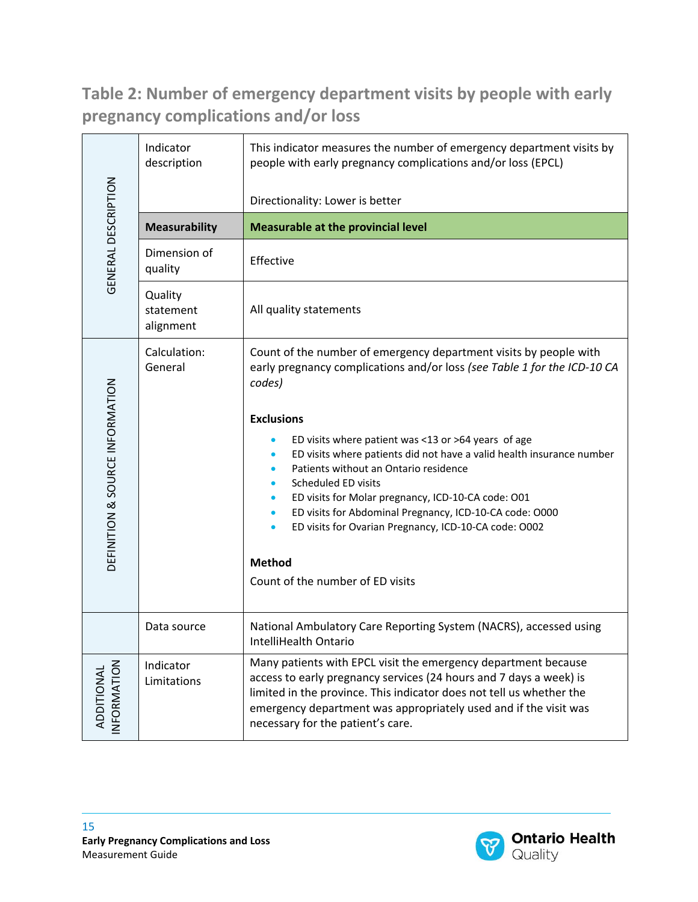## Table 2: Number of emergency department visits by people with early pregnancy complications and/or loss

| | | |
|---|---|---|
| GENERAL DESCRIPTION | Indicator description | This indicator measures the number of emergency department visits by people with early pregnancy complications and/or loss (EPCL)<br><br>Directionality: Lower is better |
| | **Measurability** | **Measurable at the provincial level** |
| | Dimension of quality | Effective |
| | Quality statement alignment | All quality statements |
| DEFINITION & SOURCE INFORMATION | Calculation: General | Count of the number of emergency department visits by people with early pregnancy complications and/or loss *(see Table 1 for the ICD-10 CA codes)*<br><br>**Exclusions**<br>• ED visits where patient was <13 or >64 years of age<br>• ED visits where patients did not have a valid health insurance number<br>• Patients without an Ontario residence<br>• Scheduled ED visits<br>• ED visits for Molar pregnancy, ICD-10-CA code: O01<br>• ED visits for Abdominal Pregnancy, ICD-10-CA code: O000<br>• ED visits for Ovarian Pregnancy, ICD-10-CA code: O002<br><br>**Method**<br>Count of the number of ED visits |
| | Data source | National Ambulatory Care Reporting System (NACRS), accessed using IntelliHealth Ontario |
| ADDITIONAL INFORMATION | Indicator Limitations | Many patients with EPCL visit the emergency department because access to early pregnancy services (24 hours and 7 days a week) is limited in the province. This indicator does not tell us whether the emergency department was appropriately used and if the visit was necessary for the patient's care. |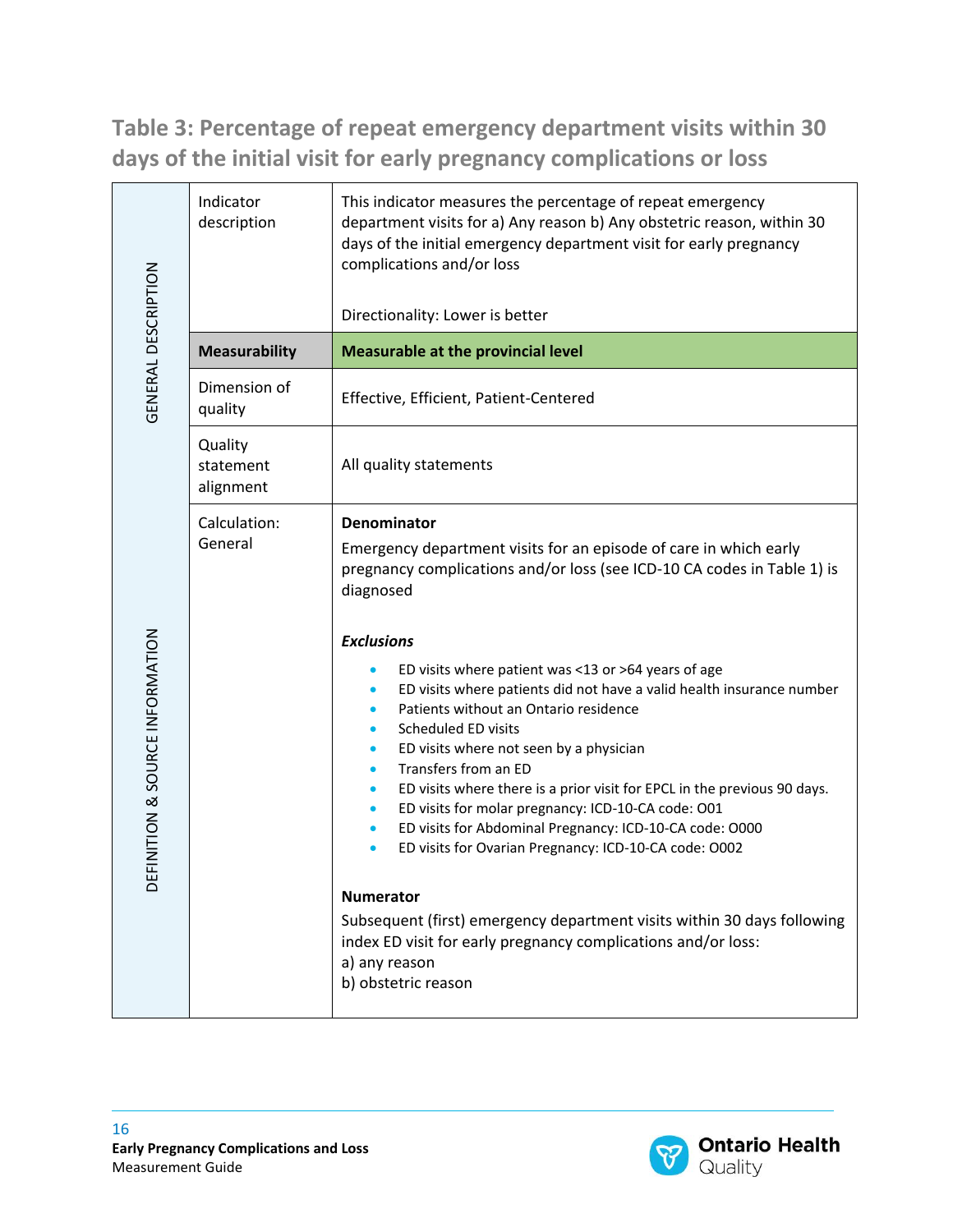## Table 3: Percentage of repeat emergency department visits within 30 days of the initial visit for early pregnancy complications or loss

| | | |
|---|---|---|
| GENERAL DESCRIPTION | Indicator description | This indicator measures the percentage of repeat emergency department visits for a) Any reason b) Any obstetric reason, within 30 days of the initial emergency department visit for early pregnancy complications and/or loss<br><br>Directionality: Lower is better |
| | **Measurability** | **Measurable at the provincial level** |
| | Dimension of quality | Effective, Efficient, Patient-Centered |
| | Quality statement alignment | All quality statements |
| DEFINITION & SOURCE INFORMATION | Calculation: General | **Denominator**<br>Emergency department visits for an episode of care in which early pregnancy complications and/or loss (see ICD-10 CA codes in Table 1) is diagnosed<br><br>***Exclusions***<br>• ED visits where patient was <13 or >64 years of age<br>• ED visits where patients did not have a valid health insurance number<br>• Patients without an Ontario residence<br>• Scheduled ED visits<br>• ED visits where not seen by a physician<br>• Transfers from an ED<br>• ED visits where there is a prior visit for EPCL in the previous 90 days.<br>• ED visits for molar pregnancy: ICD-10-CA code: O01<br>• ED visits for Abdominal Pregnancy: ICD-10-CA code: O000<br>• ED visits for Ovarian Pregnancy: ICD-10-CA code: O002<br><br>**Numerator**<br>Subsequent (first) emergency department visits within 30 days following index ED visit for early pregnancy complications and/or loss:<br>a) any reason<br>b) obstetric reason |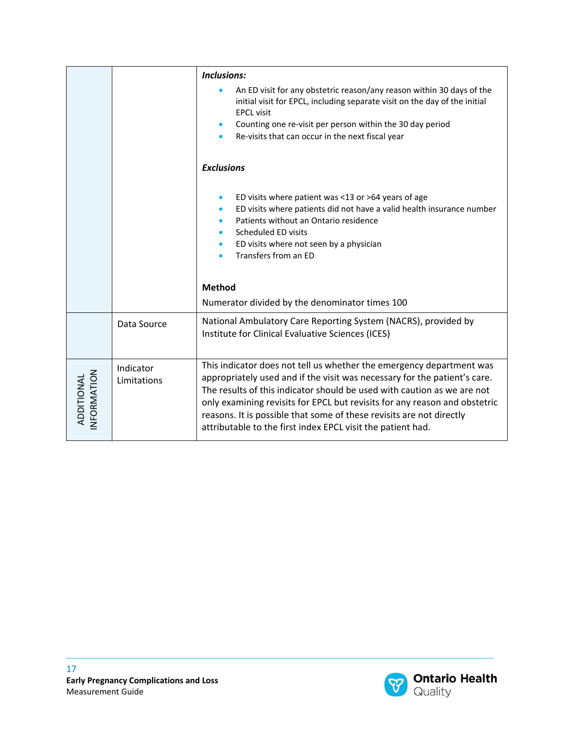| | | |
|---|---|---|
| | | ***Inclusions:*** <br>• An ED visit for any obstetric reason/any reason within 30 days of the initial visit for EPCL, including separate visit on the day of the initial EPCL visit<br>• Counting one re-visit per person within the 30 day period<br>• Re-visits that can occur in the next fiscal year<br><br>***Exclusions***<br><br>• ED visits where patient was <13 or >64 years of age<br>• ED visits where patients did not have a valid health insurance number<br>• Patients without an Ontario residence<br>• Scheduled ED visits<br>• ED visits where not seen by a physician<br>• Transfers from an ED<br><br>**Method**<br>Numerator divided by the denominator times 100 |
| | Data Source | National Ambulatory Care Reporting System (NACRS), provided by Institute for Clinical Evaluative Sciences (ICES) |
| ADDITIONAL INFORMATION | Indicator Limitations | This indicator does not tell us whether the emergency department was appropriately used and if the visit was necessary for the patient's care. The results of this indicator should be used with caution as we are not only examining revisits for EPCL but revisits for any reason and obstetric reasons. It is possible that some of these revisits are not directly attributable to the first index EPCL visit the patient had. |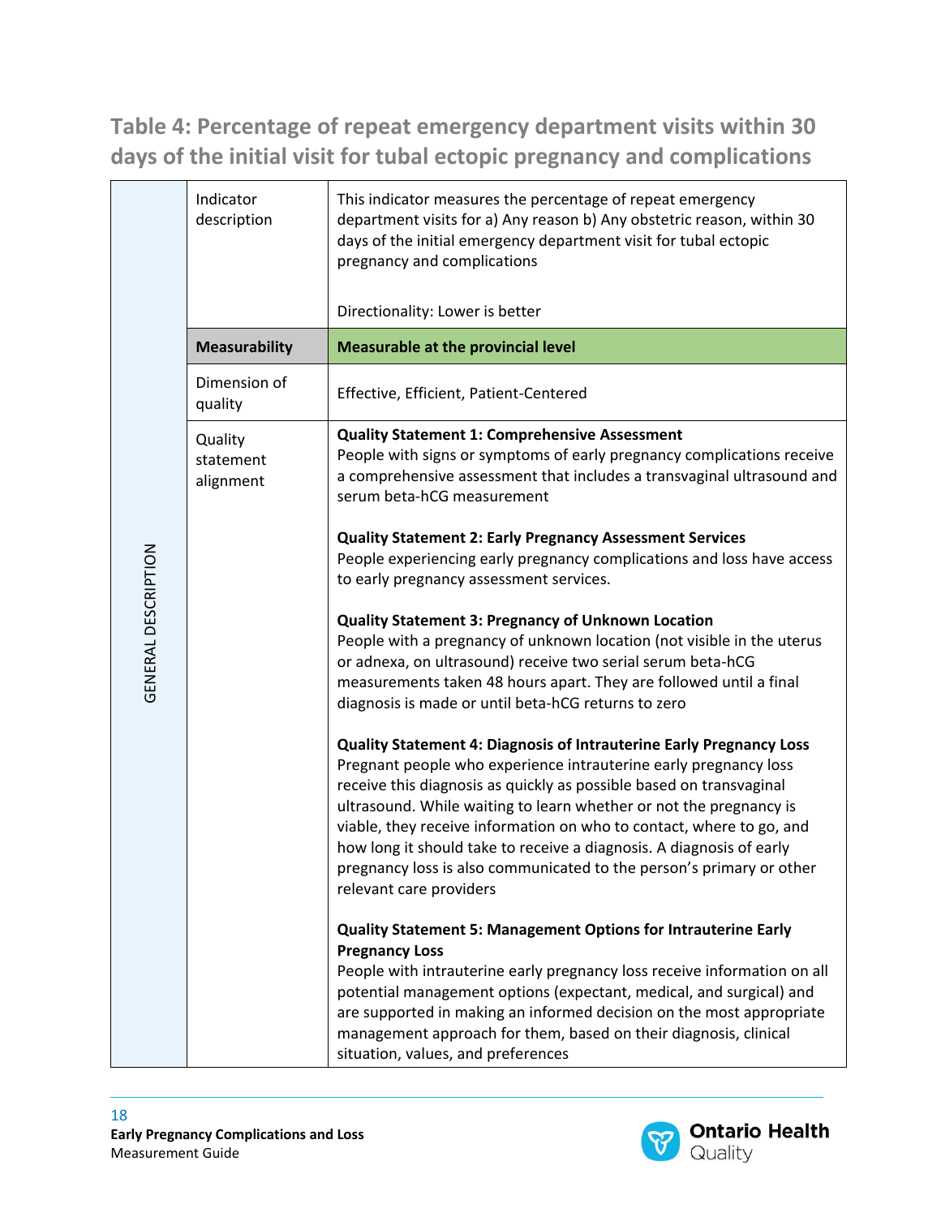## Table 4: Percentage of repeat emergency department visits within 30 days of the initial visit for tubal ectopic pregnancy and complications

| GENERAL DESCRIPTION | | |
|---|---|---|
| | Indicator description | This indicator measures the percentage of repeat emergency department visits for a) Any reason b) Any obstetric reason, within 30 days of the initial emergency department visit for tubal ectopic pregnancy and complications<br><br>Directionality: Lower is better |
| | **Measurability** | **Measurable at the provincial level** |
| | Dimension of quality | Effective, Efficient, Patient-Centered |
| | Quality statement alignment | **Quality Statement 1: Comprehensive Assessment**<br>People with signs or symptoms of early pregnancy complications receive a comprehensive assessment that includes a transvaginal ultrasound and serum beta-hCG measurement<br><br>**Quality Statement 2: Early Pregnancy Assessment Services**<br>People experiencing early pregnancy complications and loss have access to early pregnancy assessment services.<br><br>**Quality Statement 3: Pregnancy of Unknown Location**<br>People with a pregnancy of unknown location (not visible in the uterus or adnexa, on ultrasound) receive two serial serum beta-hCG measurements taken 48 hours apart. They are followed until a final diagnosis is made or until beta-hCG returns to zero<br><br>**Quality Statement 4: Diagnosis of Intrauterine Early Pregnancy Loss**<br>Pregnant people who experience intrauterine early pregnancy loss receive this diagnosis as quickly as possible based on transvaginal ultrasound. While waiting to learn whether or not the pregnancy is viable, they receive information on who to contact, where to go, and how long it should take to receive a diagnosis. A diagnosis of early pregnancy loss is also communicated to the person's primary or other relevant care providers<br><br>**Quality Statement 5: Management Options for Intrauterine Early Pregnancy Loss**<br>People with intrauterine early pregnancy loss receive information on all potential management options (expectant, medical, and surgical) and are supported in making an informed decision on the most appropriate management approach for them, based on their diagnosis, clinical situation, values, and preferences |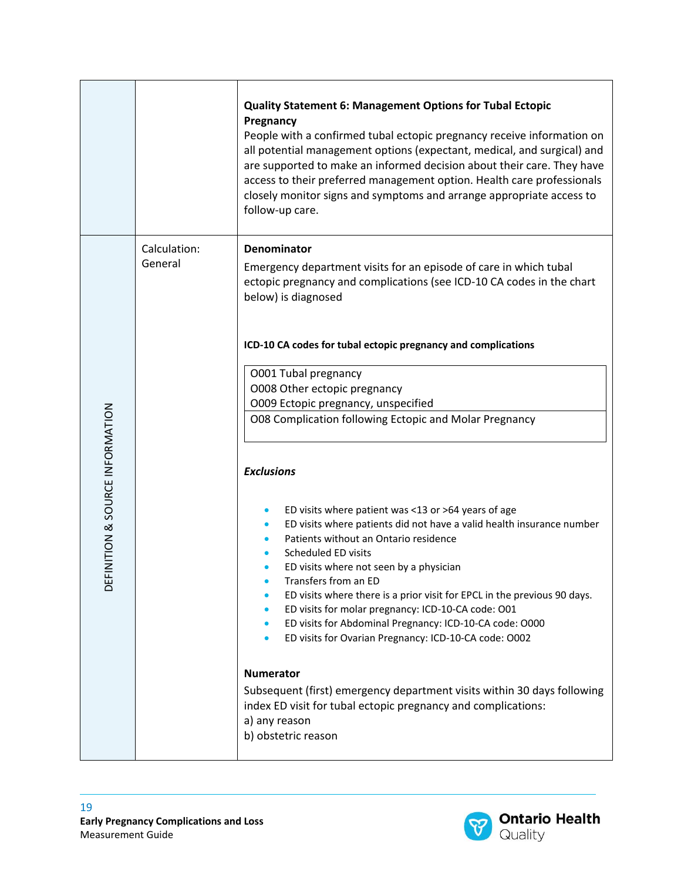| DEFINITION & SOURCE INFORMATION | | |
|---|---|---|
| | | **Quality Statement 6: Management Options for Tubal Ectopic Pregnancy**<br>People with a confirmed tubal ectopic pregnancy receive information on all potential management options (expectant, medical, and surgical) and are supported to make an informed decision about their care. They have access to their preferred management option. Health care professionals closely monitor signs and symptoms and arrange appropriate access to follow-up care. |
| | Calculation: General | **Denominator**<br>Emergency department visits for an episode of care in which tubal ectopic pregnancy and complications (see ICD-10 CA codes in the chart below) is diagnosed<br><br>**ICD-10 CA codes for tubal ectopic pregnancy and complications**<br>O001 Tubal pregnancy<br>O008 Other ectopic pregnancy<br>O009 Ectopic pregnancy, unspecified<br>O08 Complication following Ectopic and Molar Pregnancy<br><br>***Exclusions***<br>• ED visits where patient was <13 or >64 years of age<br>• ED visits where patients did not have a valid health insurance number<br>• Patients without an Ontario residence<br>• Scheduled ED visits<br>• ED visits where not seen by a physician<br>• Transfers from an ED<br>• ED visits where there is a prior visit for EPCL in the previous 90 days.<br>• ED visits for molar pregnancy: ICD-10-CA code: O01<br>• ED visits for Abdominal Pregnancy: ICD-10-CA code: O000<br>• ED visits for Ovarian Pregnancy: ICD-10-CA code: O002<br><br>**Numerator**<br>Subsequent (first) emergency department visits within 30 days following index ED visit for tubal ectopic pregnancy and complications:<br>a) any reason<br>b) obstetric reason |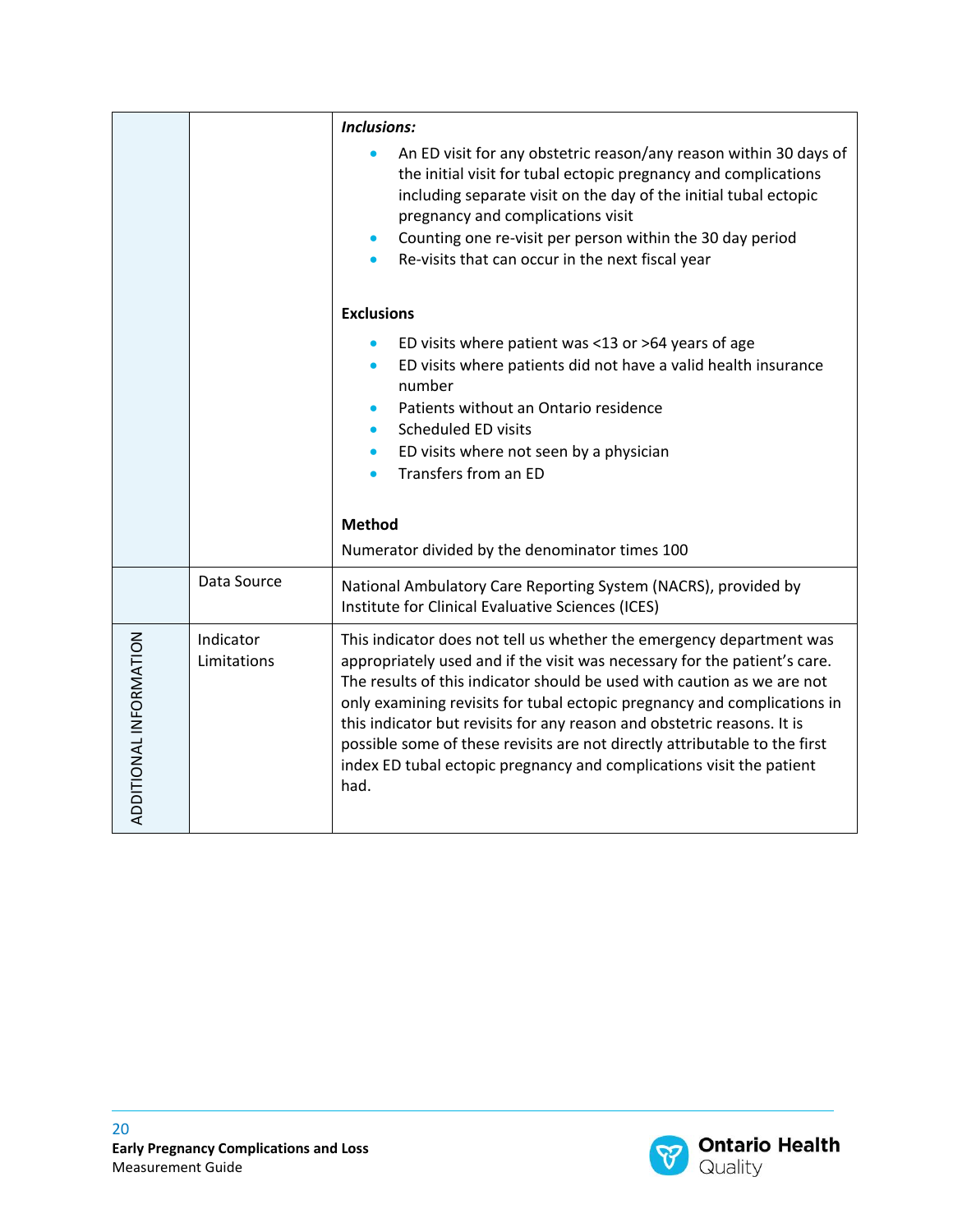| | | |
|---|---|---|
| | | ***Inclusions:*** <br>• An ED visit for any obstetric reason/any reason within 30 days of the initial visit for tubal ectopic pregnancy and complications including separate visit on the day of the initial tubal ectopic pregnancy and complications visit <br>• Counting one re-visit per person within the 30 day period <br>• Re-visits that can occur in the next fiscal year <br><br>**Exclusions** <br>• ED visits where patient was <13 or >64 years of age <br>• ED visits where patients did not have a valid health insurance number <br>• Patients without an Ontario residence <br>• Scheduled ED visits <br>• ED visits where not seen by a physician <br>• Transfers from an ED <br><br>**Method** <br>Numerator divided by the denominator times 100 |
| | Data Source | National Ambulatory Care Reporting System (NACRS), provided by Institute for Clinical Evaluative Sciences (ICES) |
| ADDITIONAL INFORMATION | Indicator Limitations | This indicator does not tell us whether the emergency department was appropriately used and if the visit was necessary for the patient's care. The results of this indicator should be used with caution as we are not only examining revisits for tubal ectopic pregnancy and complications in this indicator but revisits for any reason and obstetric reasons. It is possible some of these revisits are not directly attributable to the first index ED tubal ectopic pregnancy and complications visit the patient had. |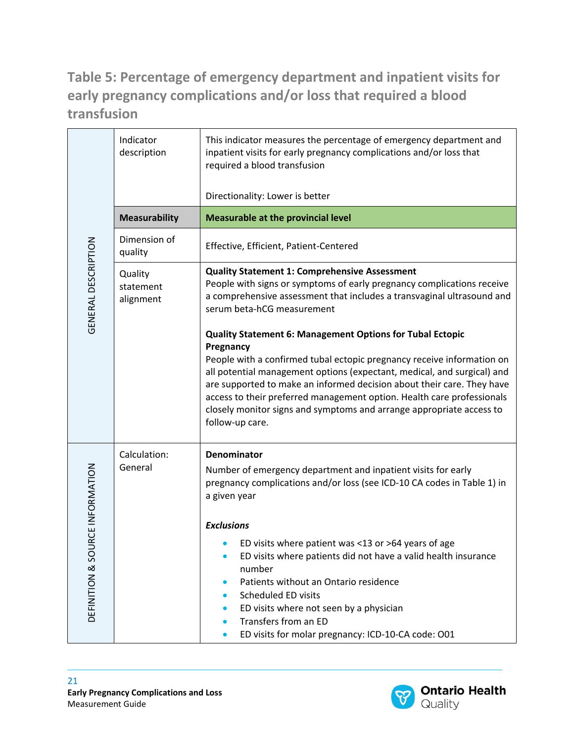## Table 5: Percentage of emergency department and inpatient visits for early pregnancy complications and/or loss that required a blood transfusion

| | | |
|---|---|---|
| GENERAL DESCRIPTION | Indicator description | This indicator measures the percentage of emergency department and inpatient visits for early pregnancy complications and/or loss that required a blood transfusion<br><br>Directionality: Lower is better |
| | **Measurability** | **Measurable at the provincial level** |
| | Dimension of quality | Effective, Efficient, Patient-Centered |
| | Quality statement alignment | **Quality Statement 1: Comprehensive Assessment**<br>People with signs or symptoms of early pregnancy complications receive a comprehensive assessment that includes a transvaginal ultrasound and serum beta-hCG measurement<br><br>**Quality Statement 6: Management Options for Tubal Ectopic Pregnancy**<br>People with a confirmed tubal ectopic pregnancy receive information on all potential management options (expectant, medical, and surgical) and are supported to make an informed decision about their care. They have access to their preferred management option. Health care professionals closely monitor signs and symptoms and arrange appropriate access to follow-up care. |
| DEFINITION & SOURCE INFORMATION | Calculation: General | **Denominator**<br>Number of emergency department and inpatient visits for early pregnancy complications and/or loss (see ICD-10 CA codes in Table 1) in a given year<br><br>***Exclusions***<br>• ED visits where patient was <13 or >64 years of age<br>• ED visits where patients did not have a valid health insurance number<br>• Patients without an Ontario residence<br>• Scheduled ED visits<br>• ED visits where not seen by a physician<br>• Transfers from an ED<br>• ED visits for molar pregnancy: ICD-10-CA code: O01 |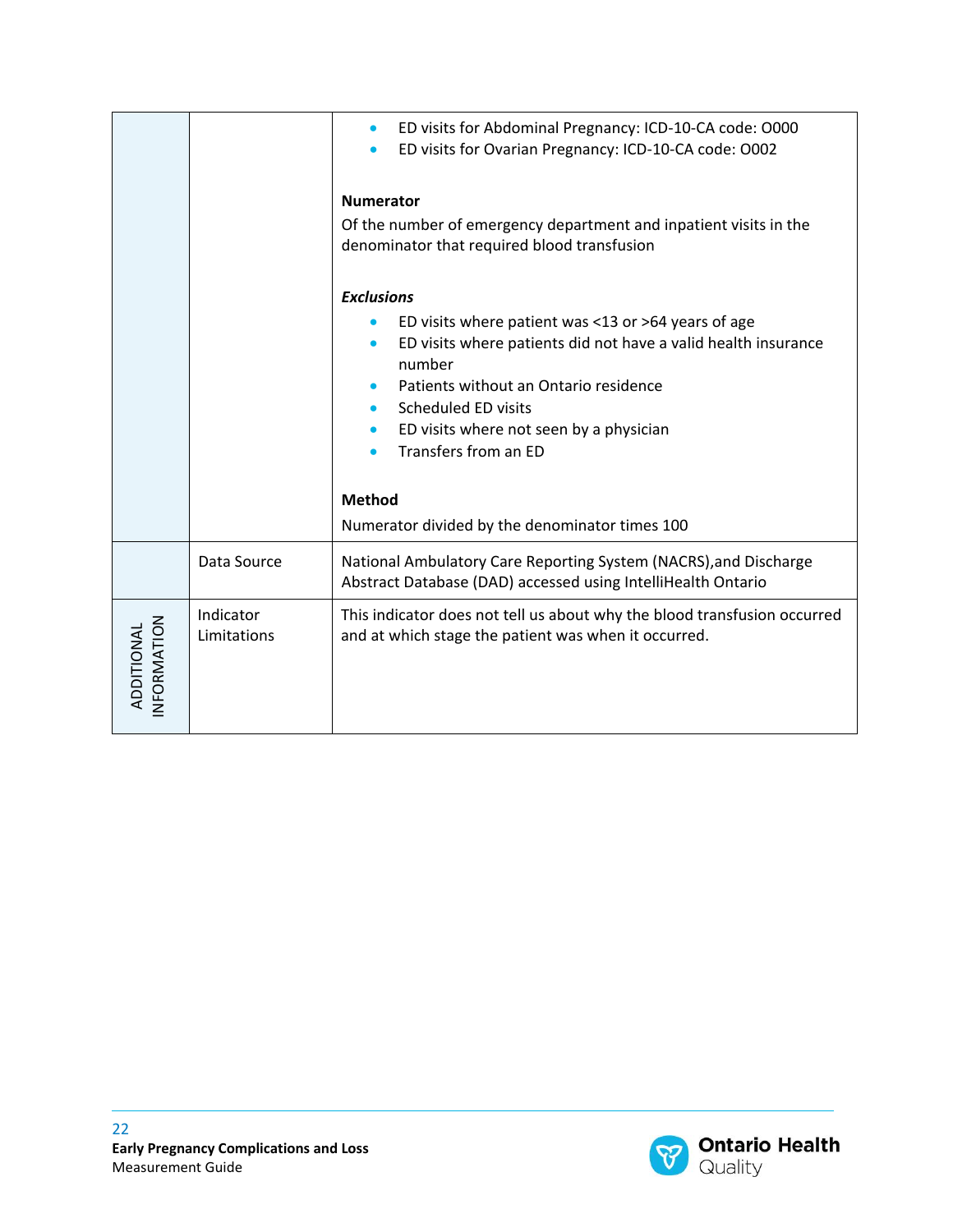|  |  |  |
|---|---|---|
|  |  | • ED visits for Abdominal Pregnancy: ICD-10-CA code: O000<br>• ED visits for Ovarian Pregnancy: ICD-10-CA code: O002<br><br>**Numerator**<br>Of the number of emergency department and inpatient visits in the denominator that required blood transfusion<br><br>***Exclusions***<br>• ED visits where patient was <13 or >64 years of age<br>• ED visits where patients did not have a valid health insurance number<br>• Patients without an Ontario residence<br>• Scheduled ED visits<br>• ED visits where not seen by a physician<br>• Transfers from an ED<br><br>**Method**<br>Numerator divided by the denominator times 100 |
|  | Data Source | National Ambulatory Care Reporting System (NACRS),and Discharge Abstract Database (DAD) accessed using IntelliHealth Ontario |
| ADDITIONAL INFORMATION | Indicator Limitations | This indicator does not tell us about why the blood transfusion occurred and at which stage the patient was when it occurred. |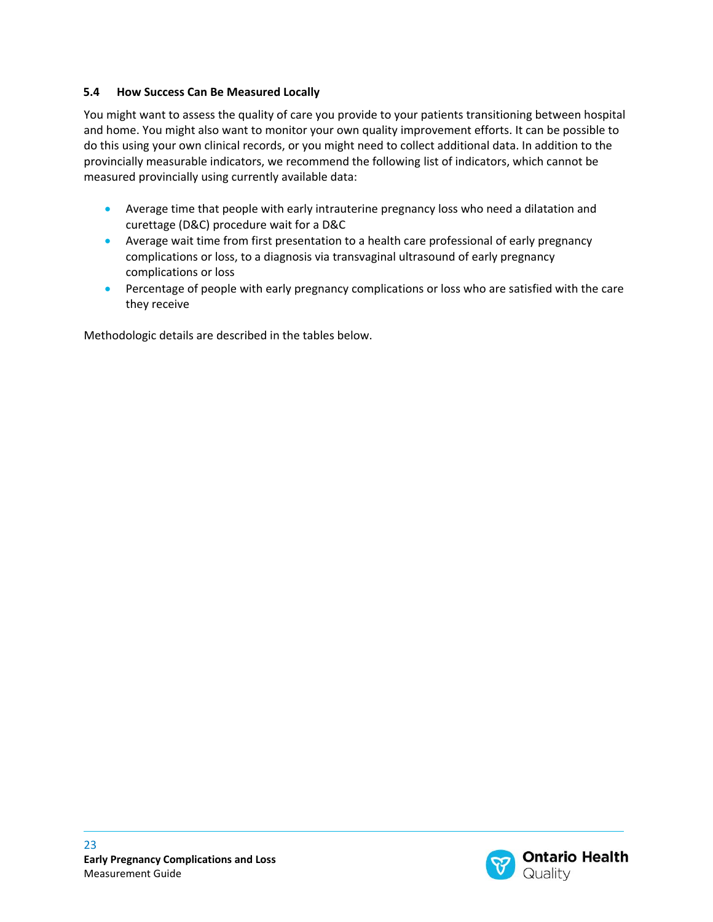### 5.4 How Success Can Be Measured Locally

You might want to assess the quality of care you provide to your patients transitioning between hospital and home. You might also want to monitor your own quality improvement efforts. It can be possible to do this using your own clinical records, or you might need to collect additional data. In addition to the provincially measurable indicators, we recommend the following list of indicators, which cannot be measured provincially using currently available data:

- Average time that people with early intrauterine pregnancy loss who need a dilatation and curettage (D&C) procedure wait for a D&C
- Average wait time from first presentation to a health care professional of early pregnancy complications or loss, to a diagnosis via transvaginal ultrasound of early pregnancy complications or loss
- Percentage of people with early pregnancy complications or loss who are satisfied with the care they receive

Methodologic details are described in the tables below.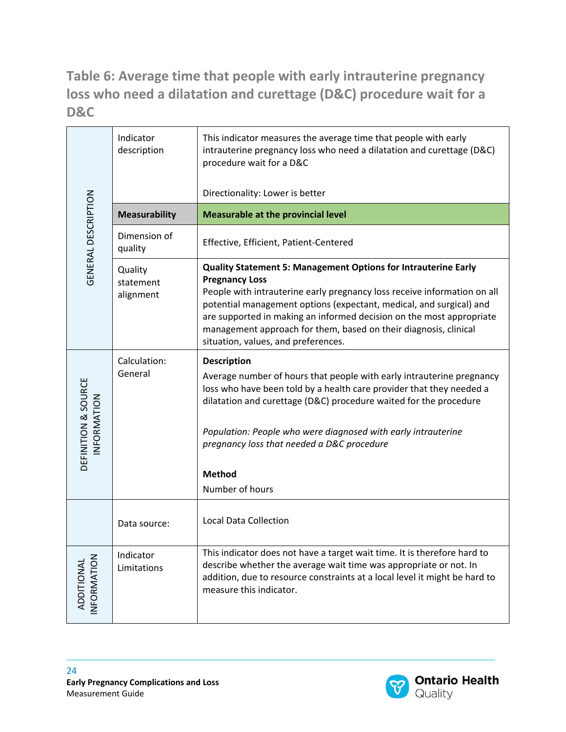## Table 6: Average time that people with early intrauterine pregnancy loss who need a dilatation and curettage (D&C) procedure wait for a D&C

| | | |
|---|---|---|
| GENERAL DESCRIPTION | Indicator description | This indicator measures the average time that people with early intrauterine pregnancy loss who need a dilatation and curettage (D&C) procedure wait for a D&C<br><br>Directionality: Lower is better |
| | **Measurability** | **Measurable at the provincial level** |
| | Dimension of quality | Effective, Efficient, Patient-Centered |
| | Quality statement alignment | **Quality Statement 5: Management Options for Intrauterine Early Pregnancy Loss**<br>People with intrauterine early pregnancy loss receive information on all potential management options (expectant, medical, and surgical) and are supported in making an informed decision on the most appropriate management approach for them, based on their diagnosis, clinical situation, values, and preferences. |
| DEFINITION & SOURCE INFORMATION | Calculation: General | **Description**<br>Average number of hours that people with early intrauterine pregnancy loss who have been told by a health care provider that they needed a dilatation and curettage (D&C) procedure waited for the procedure<br><br>*Population: People who were diagnosed with early intrauterine pregnancy loss that needed a D&C procedure*<br><br>**Method**<br>Number of hours |
| | Data source: | Local Data Collection |
| ADDITIONAL INFORMATION | Indicator Limitations | This indicator does not have a target wait time. It is therefore hard to describe whether the average wait time was appropriate or not. In addition, due to resource constraints at a local level it might be hard to measure this indicator. |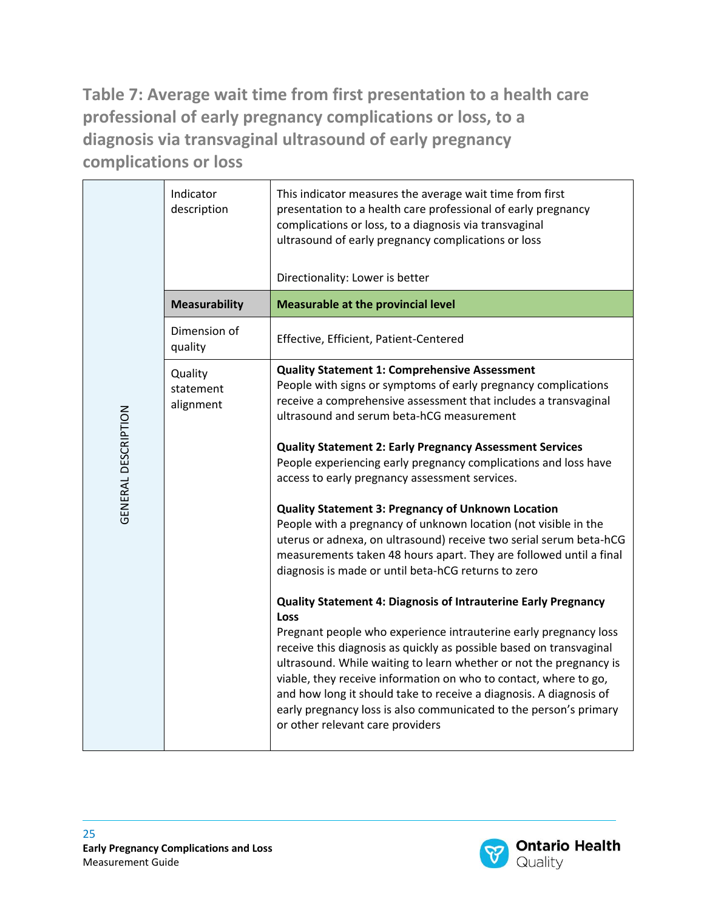## Table 7: Average wait time from first presentation to a health care professional of early pregnancy complications or loss, to a diagnosis via transvaginal ultrasound of early pregnancy complications or loss

| | | |
|---|---|---|
| GENERAL DESCRIPTION | Indicator description | This indicator measures the average wait time from first presentation to a health care professional of early pregnancy complications or loss, to a diagnosis via transvaginal ultrasound of early pregnancy complications or loss<br><br>Directionality: Lower is better |
| | **Measurability** | **Measurable at the provincial level** |
| | Dimension of quality | Effective, Efficient, Patient-Centered |
| | Quality statement alignment | **Quality Statement 1: Comprehensive Assessment**<br>People with signs or symptoms of early pregnancy complications receive a comprehensive assessment that includes a transvaginal ultrasound and serum beta-hCG measurement<br><br>**Quality Statement 2: Early Pregnancy Assessment Services**<br>People experiencing early pregnancy complications and loss have access to early pregnancy assessment services.<br><br>**Quality Statement 3: Pregnancy of Unknown Location**<br>People with a pregnancy of unknown location (not visible in the uterus or adnexa, on ultrasound) receive two serial serum beta-hCG measurements taken 48 hours apart. They are followed until a final diagnosis is made or until beta-hCG returns to zero<br><br>**Quality Statement 4: Diagnosis of Intrauterine Early Pregnancy Loss**<br>Pregnant people who experience intrauterine early pregnancy loss receive this diagnosis as quickly as possible based on transvaginal ultrasound. While waiting to learn whether or not the pregnancy is viable, they receive information on who to contact, where to go, and how long it should take to receive a diagnosis. A diagnosis of early pregnancy loss is also communicated to the person's primary or other relevant care providers |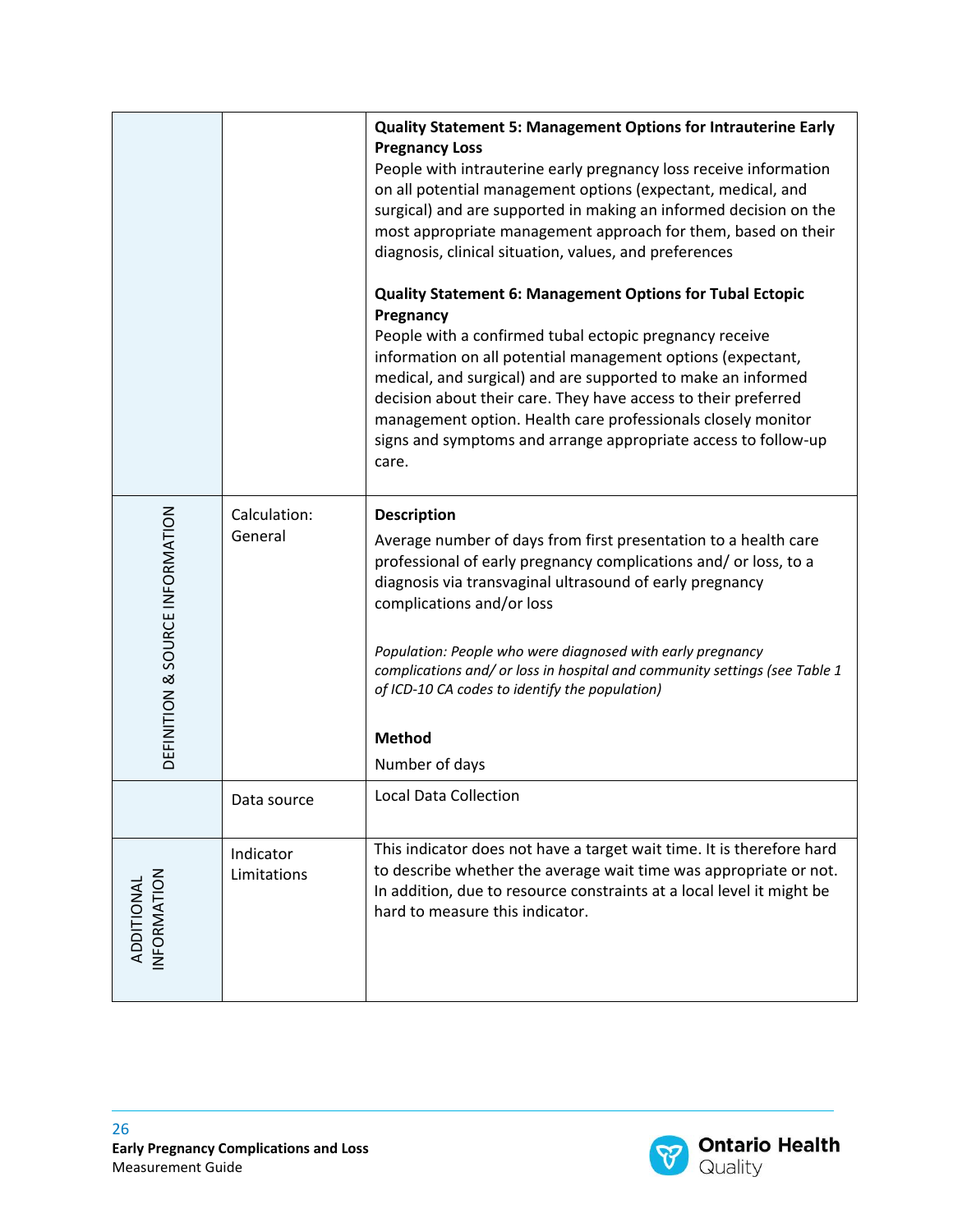| | | |
|---|---|---|
| | | **Quality Statement 5: Management Options for Intrauterine Early Pregnancy Loss**<br>People with intrauterine early pregnancy loss receive information on all potential management options (expectant, medical, and surgical) and are supported in making an informed decision on the most appropriate management approach for them, based on their diagnosis, clinical situation, values, and preferences<br><br>**Quality Statement 6: Management Options for Tubal Ectopic Pregnancy**<br>People with a confirmed tubal ectopic pregnancy receive information on all potential management options (expectant, medical, and surgical) and are supported to make an informed decision about their care. They have access to their preferred management option. Health care professionals closely monitor signs and symptoms and arrange appropriate access to follow-up care. |
| DEFINITION & SOURCE INFORMATION | Calculation: General | **Description**<br>Average number of days from first presentation to a health care professional of early pregnancy complications and/ or loss, to a diagnosis via transvaginal ultrasound of early pregnancy complications and/or loss<br><br>*Population: People who were diagnosed with early pregnancy complications and/ or loss in hospital and community settings (see Table 1 of ICD-10 CA codes to identify the population)*<br><br>**Method**<br>Number of days |
| | Data source | Local Data Collection |
| ADDITIONAL INFORMATION | Indicator Limitations | This indicator does not have a target wait time. It is therefore hard to describe whether the average wait time was appropriate or not. In addition, due to resource constraints at a local level it might be hard to measure this indicator. |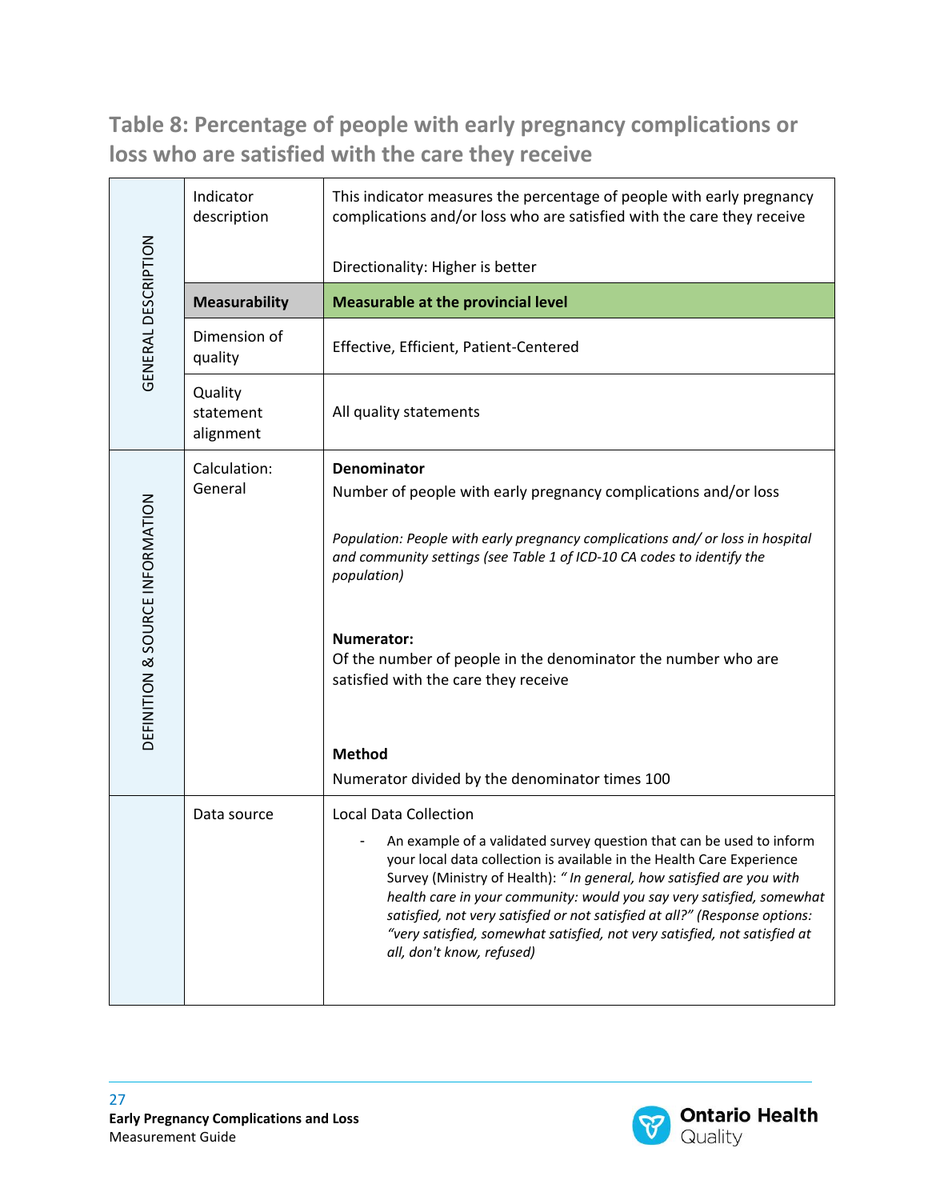## Table 8: Percentage of people with early pregnancy complications or loss who are satisfied with the care they receive

| | | |
|---|---|---|
| GENERAL DESCRIPTION | Indicator description | This indicator measures the percentage of people with early pregnancy complications and/or loss who are satisfied with the care they receive<br><br>Directionality: Higher is better |
| | **Measurability** | **Measurable at the provincial level** |
| | Dimension of quality | Effective, Efficient, Patient-Centered |
| | Quality statement alignment | All quality statements |
| DEFINITION & SOURCE INFORMATION | Calculation: General | **Denominator**<br>Number of people with early pregnancy complications and/or loss<br><br>*Population: People with early pregnancy complications and/ or loss in hospital and community settings (see Table 1 of ICD-10 CA codes to identify the population)*<br><br>**Numerator:**<br>Of the number of people in the denominator the number who are satisfied with the care they receive<br><br>**Method**<br>Numerator divided by the denominator times 100 |
| | Data source | Local Data Collection<br>- An example of a validated survey question that can be used to inform your local data collection is available in the Health Care Experience Survey (Ministry of Health): *" In general, how satisfied are you with health care in your community: would you say very satisfied, somewhat satisfied, not very satisfied or not satisfied at all?" (Response options: "very satisfied, somewhat satisfied, not very satisfied, not satisfied at all, don't know, refused)* |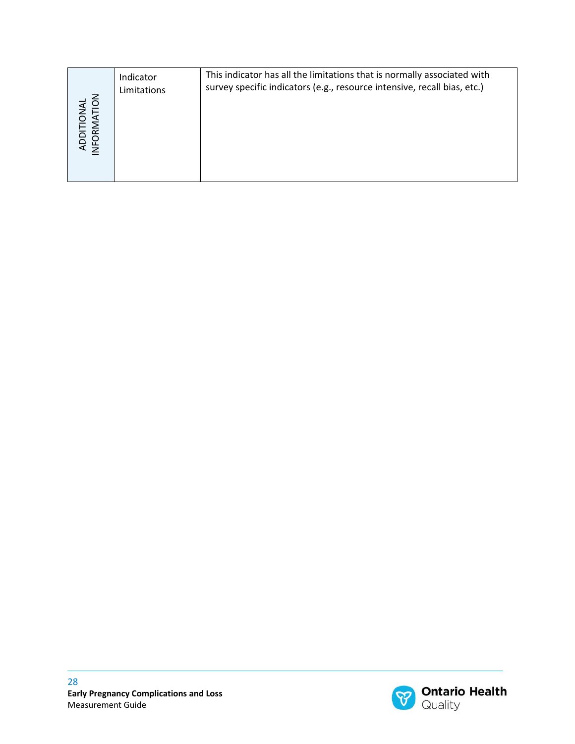| ADDITIONAL INFORMATION | Indicator Limitations | This indicator has all the limitations that is normally associated with survey specific indicators (e.g., resource intensive, recall bias, etc.) |
|---|---|---|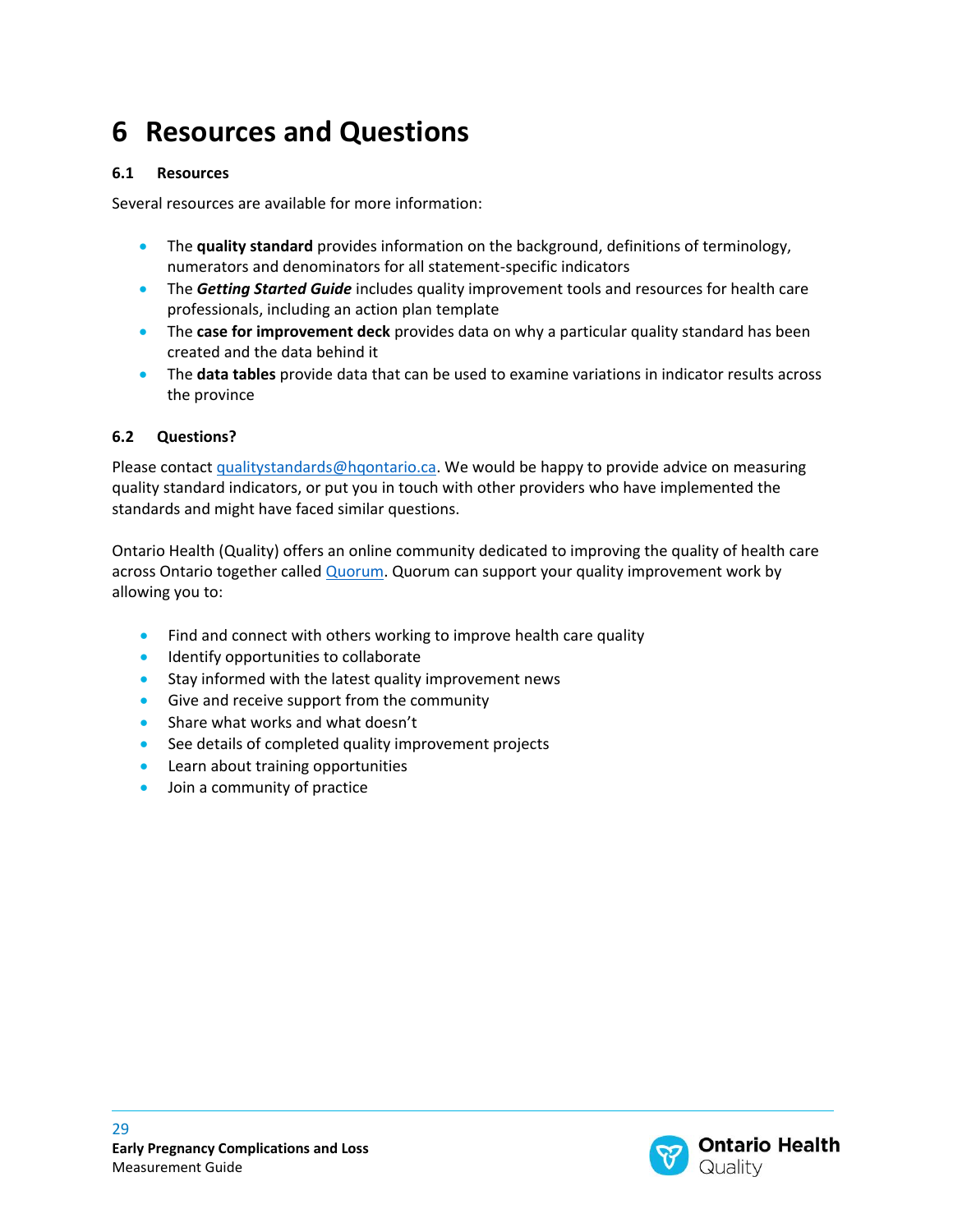# 6 Resources and Questions

### 6.1 Resources

Several resources are available for more information:

- The **quality standard** provides information on the background, definitions of terminology, numerators and denominators for all statement-specific indicators
- The ***Getting Started Guide*** includes quality improvement tools and resources for health care professionals, including an action plan template
- The **case for improvement deck** provides data on why a particular quality standard has been created and the data behind it
- The **data tables** provide data that can be used to examine variations in indicator results across the province

### 6.2 Questions?

Please contact qualitystandards@hqontario.ca. We would be happy to provide advice on measuring quality standard indicators, or put you in touch with other providers who have implemented the standards and might have faced similar questions.

Ontario Health (Quality) offers an online community dedicated to improving the quality of health care across Ontario together called Quorum. Quorum can support your quality improvement work by allowing you to:

- Find and connect with others working to improve health care quality
- Identify opportunities to collaborate
- Stay informed with the latest quality improvement news
- Give and receive support from the community
- Share what works and what doesn't
- See details of completed quality improvement projects
- Learn about training opportunities
- Join a community of practice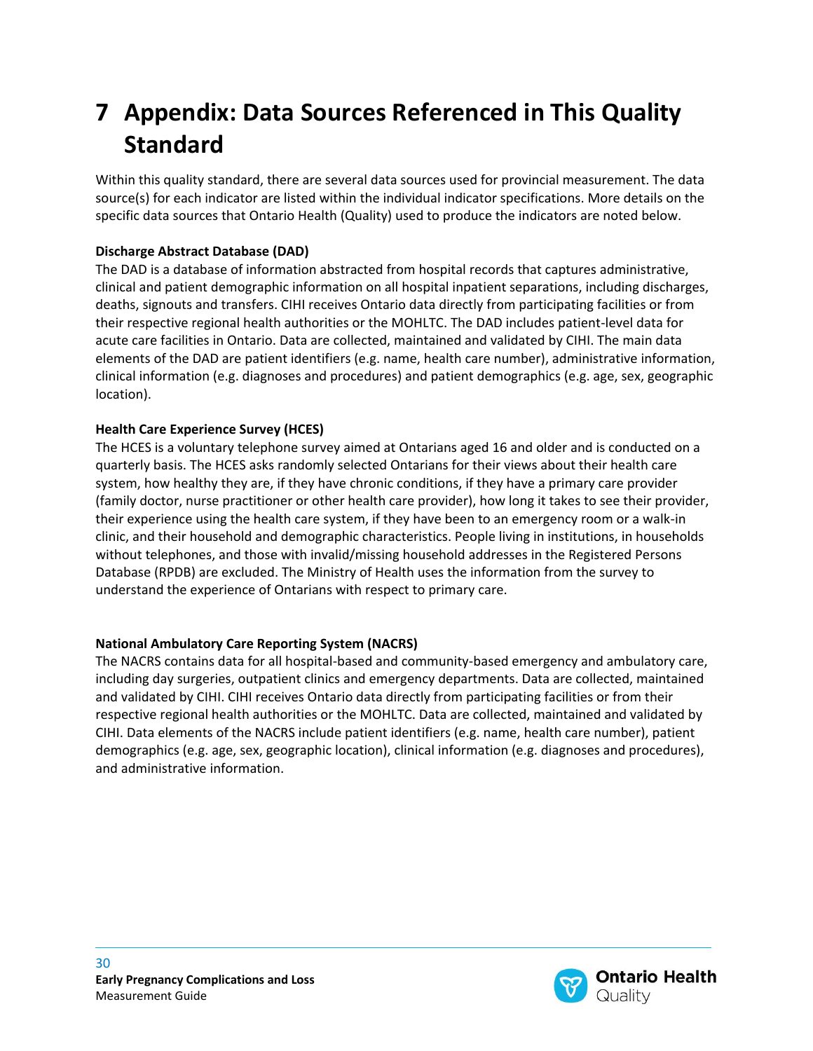# 7 Appendix: Data Sources Referenced in This Quality Standard

Within this quality standard, there are several data sources used for provincial measurement. The data source(s) for each indicator are listed within the individual indicator specifications. More details on the specific data sources that Ontario Health (Quality) used to produce the indicators are noted below.

**Discharge Abstract Database (DAD)**

The DAD is a database of information abstracted from hospital records that captures administrative, clinical and patient demographic information on all hospital inpatient separations, including discharges, deaths, signouts and transfers. CIHI receives Ontario data directly from participating facilities or from their respective regional health authorities or the MOHLTC. The DAD includes patient-level data for acute care facilities in Ontario. Data are collected, maintained and validated by CIHI. The main data elements of the DAD are patient identifiers (e.g. name, health care number), administrative information, clinical information (e.g. diagnoses and procedures) and patient demographics (e.g. age, sex, geographic location).

**Health Care Experience Survey (HCES)**

The HCES is a voluntary telephone survey aimed at Ontarians aged 16 and older and is conducted on a quarterly basis. The HCES asks randomly selected Ontarians for their views about their health care system, how healthy they are, if they have chronic conditions, if they have a primary care provider (family doctor, nurse practitioner or other health care provider), how long it takes to see their provider, their experience using the health care system, if they have been to an emergency room or a walk-in clinic, and their household and demographic characteristics. People living in institutions, in households without telephones, and those with invalid/missing household addresses in the Registered Persons Database (RPDB) are excluded. The Ministry of Health uses the information from the survey to understand the experience of Ontarians with respect to primary care.

**National Ambulatory Care Reporting System (NACRS)**

The NACRS contains data for all hospital-based and community-based emergency and ambulatory care, including day surgeries, outpatient clinics and emergency departments. Data are collected, maintained and validated by CIHI. CIHI receives Ontario data directly from participating facilities or from their respective regional health authorities or the MOHLTC. Data are collected, maintained and validated by CIHI. Data elements of the NACRS include patient identifiers (e.g. name, health care number), patient demographics (e.g. age, sex, geographic location), clinical information (e.g. diagnoses and procedures), and administrative information.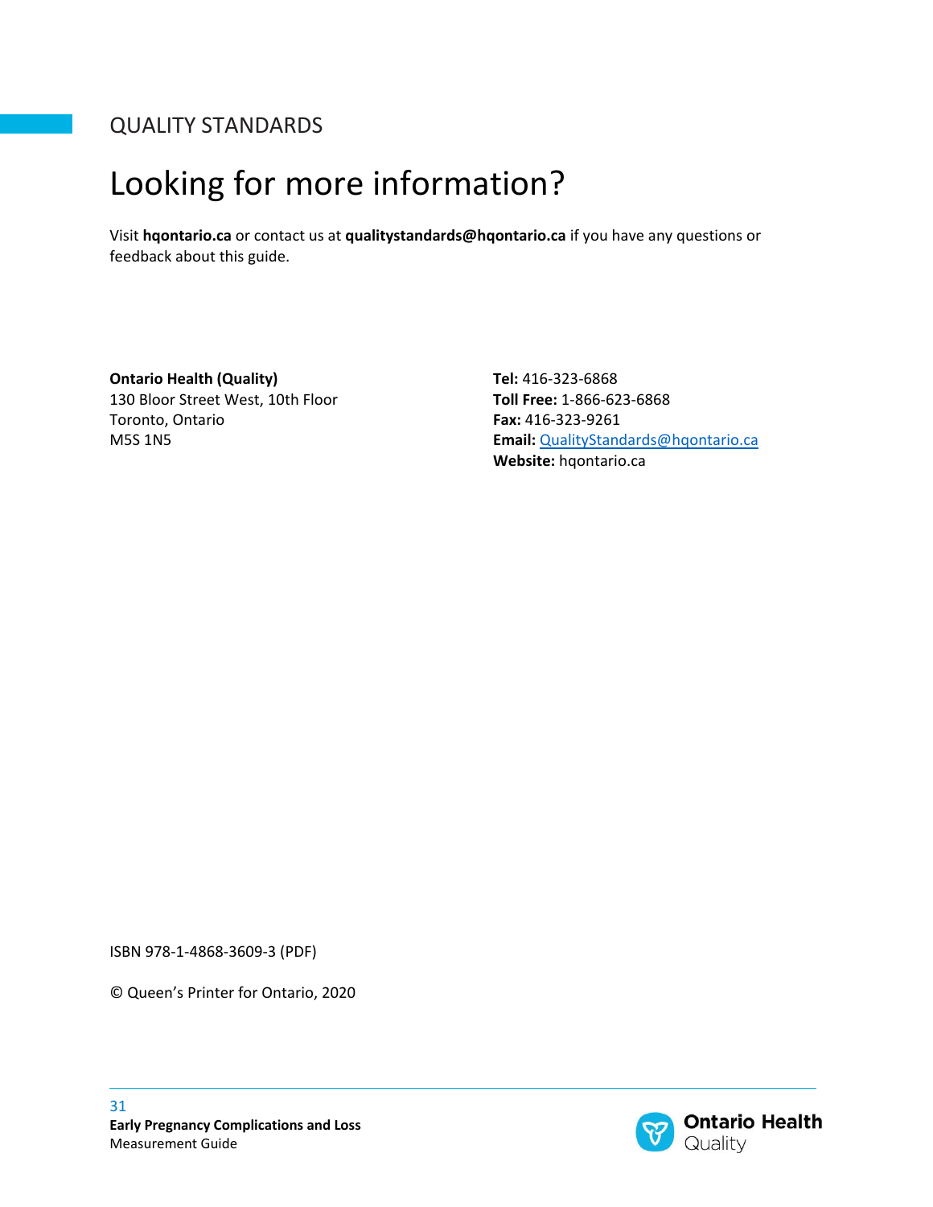QUALITY STANDARDS

# Looking for more information?

Visit **hqontario.ca** or contact us at **qualitystandards@hqontario.ca** if you have any questions or feedback about this guide.

**Ontario Health (Quality)**
130 Bloor Street West, 10th Floor
Toronto, Ontario
M5S 1N5

**Tel:** 416-323-6868
**Toll Free:** 1-866-623-6868
**Fax:** 416-323-9261
**Email:** QualityStandards@hqontario.ca
**Website:** hqontario.ca

ISBN 978-1-4868-3609-3 (PDF)

© Queen's Printer for Ontario, 2020